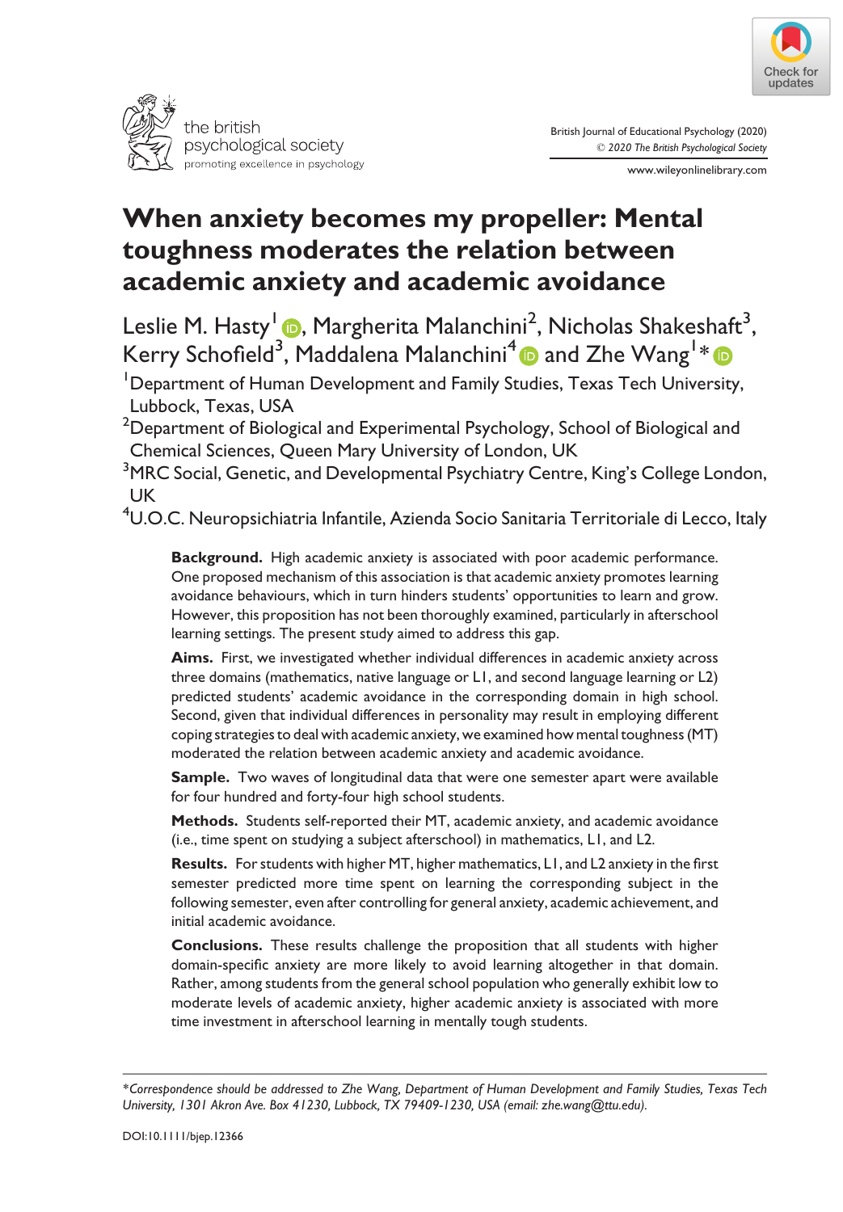# When anxiety becomes my propeller: Mental toughness moderates the relation between academic anxiety and academic avoidance

Leslie M. Hasty[1], Margherita Malanchini[2], Nicholas Shakeshaft[3], Kerry Schofield[3], Maddalena Malanchini[4] and Zhe Wang[1]*

[1]Department of Human Development and Family Studies, Texas Tech University, Lubbock, Texas, USA

[2]Department of Biological and Experimental Psychology, School of Biological and Chemical Sciences, Queen Mary University of London, UK

[3]MRC Social, Genetic, and Developmental Psychiatry Centre, King's College London, UK

[4]U.O.C. Neuropsichiatria Infantile, Azienda Socio Sanitaria Territoriale di Lecco, Italy

**Background.** High academic anxiety is associated with poor academic performance. One proposed mechanism of this association is that academic anxiety promotes learning avoidance behaviours, which in turn hinders students' opportunities to learn and grow. However, this proposition has not been thoroughly examined, particularly in afterschool learning settings. The present study aimed to address this gap.

**Aims.** First, we investigated whether individual differences in academic anxiety across three domains (mathematics, native language or L1, and second language learning or L2) predicted students' academic avoidance in the corresponding domain in high school. Second, given that individual differences in personality may result in employing different coping strategies to deal with academic anxiety, we examined how mental toughness (MT) moderated the relation between academic anxiety and academic avoidance.

**Sample.** Two waves of longitudinal data that were one semester apart were available for four hundred and forty-four high school students.

**Methods.** Students self-reported their MT, academic anxiety, and academic avoidance (i.e., time spent on studying a subject afterschool) in mathematics, L1, and L2.

**Results.** For students with higher MT, higher mathematics, L1, and L2 anxiety in the first semester predicted more time spent on learning the corresponding subject in the following semester, even after controlling for general anxiety, academic achievement, and initial academic avoidance.

**Conclusions.** These results challenge the proposition that all students with higher domain-specific anxiety are more likely to avoid learning altogether in that domain. Rather, among students from the general school population who generally exhibit low to moderate levels of academic anxiety, higher academic anxiety is associated with more time investment in afterschool learning in mentally tough students.

*Correspondence should be addressed to Zhe Wang, Department of Human Development and Family Studies, Texas Tech University, 1301 Akron Ave. Box 41230, Lubbock, TX 79409-1230, USA (email: zhe.wang@ttu.edu).*

DOI:10.1111/bjep.12366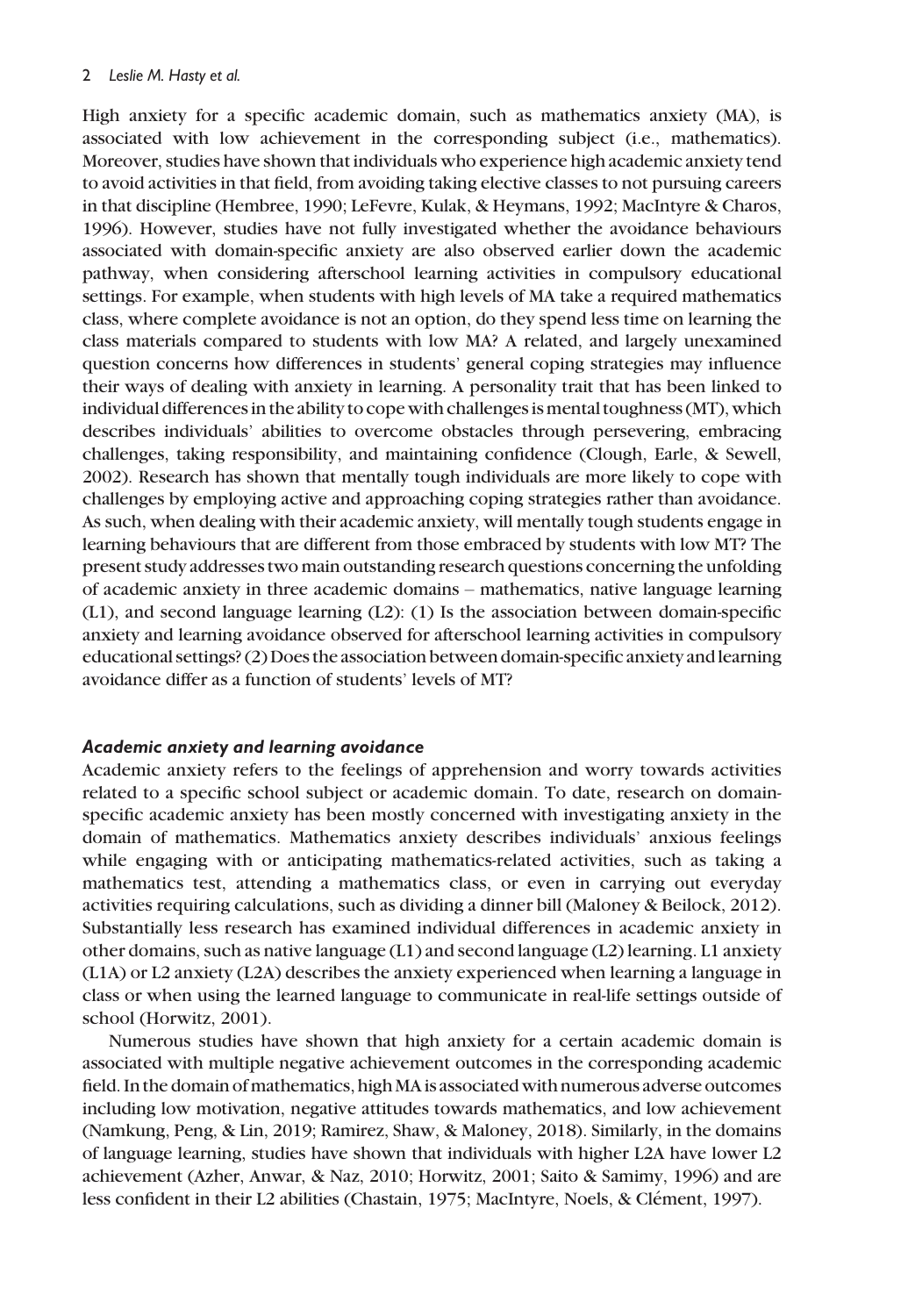High anxiety for a specific academic domain, such as mathematics anxiety (MA), is associated with low achievement in the corresponding subject (i.e., mathematics). Moreover, studies have shown that individuals who experience high academic anxiety tend to avoid activities in that field, from avoiding taking elective classes to not pursuing careers in that discipline (Hembree, 1990; LeFevre, Kulak, & Heymans, 1992; MacIntyre & Charos, 1996). However, studies have not fully investigated whether the avoidance behaviours associated with domain-specific anxiety are also observed earlier down the academic pathway, when considering afterschool learning activities in compulsory educational settings. For example, when students with high levels of MA take a required mathematics class, where complete avoidance is not an option, do they spend less time on learning the class materials compared to students with low MA? A related, and largely unexamined question concerns how differences in students' general coping strategies may influence their ways of dealing with anxiety in learning. A personality trait that has been linked to individual differences in the ability to cope with challenges is mental toughness (MT), which describes individuals' abilities to overcome obstacles through persevering, embracing challenges, taking responsibility, and maintaining confidence (Clough, Earle, & Sewell, 2002). Research has shown that mentally tough individuals are more likely to cope with challenges by employing active and approaching coping strategies rather than avoidance. As such, when dealing with their academic anxiety, will mentally tough students engage in learning behaviours that are different from those embraced by students with low MT? The present study addresses two main outstanding research questions concerning the unfolding of academic anxiety in three academic domains – mathematics, native language learning (L1), and second language learning (L2): (1) Is the association between domain-specific anxiety and learning avoidance observed for afterschool learning activities in compulsory educational settings? (2) Does the association between domain-specific anxiety and learning avoidance differ as a function of students' levels of MT?

### *Academic anxiety and learning avoidance*

Academic anxiety refers to the feelings of apprehension and worry towards activities related to a specific school subject or academic domain. To date, research on domain-specific academic anxiety has been mostly concerned with investigating anxiety in the domain of mathematics. Mathematics anxiety describes individuals' anxious feelings while engaging with or anticipating mathematics-related activities, such as taking a mathematics test, attending a mathematics class, or even in carrying out everyday activities requiring calculations, such as dividing a dinner bill (Maloney & Beilock, 2012). Substantially less research has examined individual differences in academic anxiety in other domains, such as native language (L1) and second language (L2) learning. L1 anxiety (L1A) or L2 anxiety (L2A) describes the anxiety experienced when learning a language in class or when using the learned language to communicate in real-life settings outside of school (Horwitz, 2001).

Numerous studies have shown that high anxiety for a certain academic domain is associated with multiple negative achievement outcomes in the corresponding academic field. In the domain of mathematics, high MA is associated with numerous adverse outcomes including low motivation, negative attitudes towards mathematics, and low achievement (Namkung, Peng, & Lin, 2019; Ramirez, Shaw, & Maloney, 2018). Similarly, in the domains of language learning, studies have shown that individuals with higher L2A have lower L2 achievement (Azher, Anwar, & Naz, 2010; Horwitz, 2001; Saito & Samimy, 1996) and are less confident in their L2 abilities (Chastain, 1975; MacIntyre, Noels, & Clément, 1997).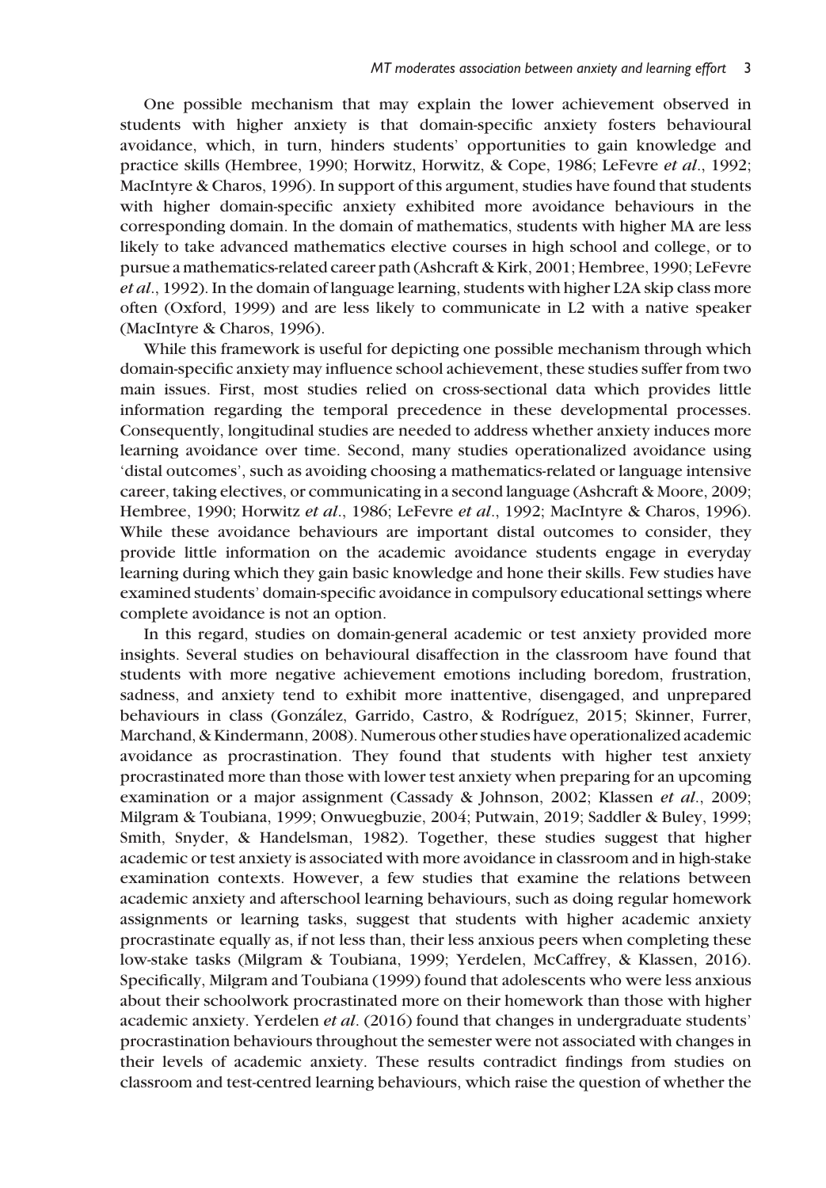One possible mechanism that may explain the lower achievement observed in students with higher anxiety is that domain-specific anxiety fosters behavioural avoidance, which, in turn, hinders students' opportunities to gain knowledge and practice skills (Hembree, 1990; Horwitz, Horwitz, & Cope, 1986; LeFevre *et al*., 1992; MacIntyre & Charos, 1996). In support of this argument, studies have found that students with higher domain-specific anxiety exhibited more avoidance behaviours in the corresponding domain. In the domain of mathematics, students with higher MA are less likely to take advanced mathematics elective courses in high school and college, or to pursue a mathematics-related career path (Ashcraft & Kirk, 2001; Hembree, 1990; LeFevre *et al*., 1992). In the domain of language learning, students with higher L2A skip class more often (Oxford, 1999) and are less likely to communicate in L2 with a native speaker (MacIntyre & Charos, 1996).

While this framework is useful for depicting one possible mechanism through which domain-specific anxiety may influence school achievement, these studies suffer from two main issues. First, most studies relied on cross-sectional data which provides little information regarding the temporal precedence in these developmental processes. Consequently, longitudinal studies are needed to address whether anxiety induces more learning avoidance over time. Second, many studies operationalized avoidance using 'distal outcomes', such as avoiding choosing a mathematics-related or language intensive career, taking electives, or communicating in a second language (Ashcraft & Moore, 2009; Hembree, 1990; Horwitz *et al*., 1986; LeFevre *et al*., 1992; MacIntyre & Charos, 1996). While these avoidance behaviours are important distal outcomes to consider, they provide little information on the academic avoidance students engage in everyday learning during which they gain basic knowledge and hone their skills. Few studies have examined students' domain-specific avoidance in compulsory educational settings where complete avoidance is not an option.

In this regard, studies on domain-general academic or test anxiety provided more insights. Several studies on behavioural disaffection in the classroom have found that students with more negative achievement emotions including boredom, frustration, sadness, and anxiety tend to exhibit more inattentive, disengaged, and unprepared behaviours in class (González, Garrido, Castro, & Rodríguez, 2015; Skinner, Furrer, Marchand, & Kindermann, 2008). Numerous other studies have operationalized academic avoidance as procrastination. They found that students with higher test anxiety procrastinated more than those with lower test anxiety when preparing for an upcoming examination or a major assignment (Cassady & Johnson, 2002; Klassen *et al*., 2009; Milgram & Toubiana, 1999; Onwuegbuzie, 2004; Putwain, 2019; Saddler & Buley, 1999; Smith, Snyder, & Handelsman, 1982). Together, these studies suggest that higher academic or test anxiety is associated with more avoidance in classroom and in high-stake examination contexts. However, a few studies that examine the relations between academic anxiety and afterschool learning behaviours, such as doing regular homework assignments or learning tasks, suggest that students with higher academic anxiety procrastinate equally as, if not less than, their less anxious peers when completing these low-stake tasks (Milgram & Toubiana, 1999; Yerdelen, McCaffrey, & Klassen, 2016). Specifically, Milgram and Toubiana (1999) found that adolescents who were less anxious about their schoolwork procrastinated more on their homework than those with higher academic anxiety. Yerdelen *et al*. (2016) found that changes in undergraduate students' procrastination behaviours throughout the semester were not associated with changes in their levels of academic anxiety. These results contradict findings from studies on classroom and test-centred learning behaviours, which raise the question of whether the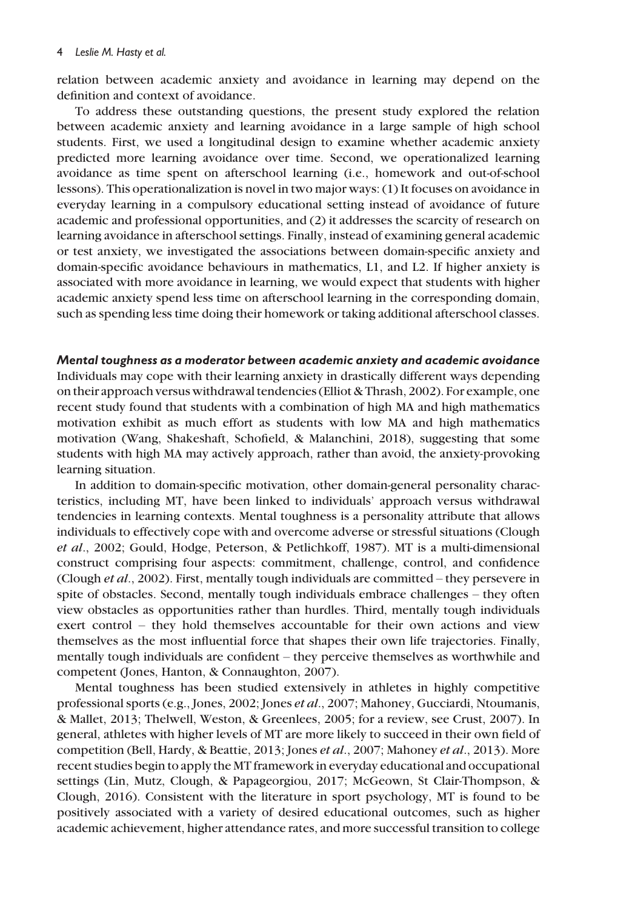relation between academic anxiety and avoidance in learning may depend on the definition and context of avoidance.

To address these outstanding questions, the present study explored the relation between academic anxiety and learning avoidance in a large sample of high school students. First, we used a longitudinal design to examine whether academic anxiety predicted more learning avoidance over time. Second, we operationalized learning avoidance as time spent on afterschool learning (i.e., homework and out-of-school lessons). This operationalization is novel in two major ways: (1) It focuses on avoidance in everyday learning in a compulsory educational setting instead of avoidance of future academic and professional opportunities, and (2) it addresses the scarcity of research on learning avoidance in afterschool settings. Finally, instead of examining general academic or test anxiety, we investigated the associations between domain-specific anxiety and domain-specific avoidance behaviours in mathematics, L1, and L2. If higher anxiety is associated with more avoidance in learning, we would expect that students with higher academic anxiety spend less time on afterschool learning in the corresponding domain, such as spending less time doing their homework or taking additional afterschool classes.

### *Mental toughness as a moderator between academic anxiety and academic avoidance*

Individuals may cope with their learning anxiety in drastically different ways depending on their approach versus withdrawal tendencies (Elliot & Thrash, 2002). For example, one recent study found that students with a combination of high MA and high mathematics motivation exhibit as much effort as students with low MA and high mathematics motivation (Wang, Shakeshaft, Schofield, & Malanchini, 2018), suggesting that some students with high MA may actively approach, rather than avoid, the anxiety-provoking learning situation.

In addition to domain-specific motivation, other domain-general personality characteristics, including MT, have been linked to individuals' approach versus withdrawal tendencies in learning contexts. Mental toughness is a personality attribute that allows individuals to effectively cope with and overcome adverse or stressful situations (Clough *et al*., 2002; Gould, Hodge, Peterson, & Petlichkoff, 1987). MT is a multi-dimensional construct comprising four aspects: commitment, challenge, control, and confidence (Clough *et al*., 2002). First, mentally tough individuals are committed – they persevere in spite of obstacles. Second, mentally tough individuals embrace challenges – they often view obstacles as opportunities rather than hurdles. Third, mentally tough individuals exert control – they hold themselves accountable for their own actions and view themselves as the most influential force that shapes their own life trajectories. Finally, mentally tough individuals are confident – they perceive themselves as worthwhile and competent (Jones, Hanton, & Connaughton, 2007).

Mental toughness has been studied extensively in athletes in highly competitive professional sports (e.g., Jones, 2002; Jones *et al*., 2007; Mahoney, Gucciardi, Ntoumanis, & Mallet, 2013; Thelwell, Weston, & Greenlees, 2005; for a review, see Crust, 2007). In general, athletes with higher levels of MT are more likely to succeed in their own field of competition (Bell, Hardy, & Beattie, 2013; Jones *et al*., 2007; Mahoney *et al*., 2013). More recent studies begin to apply the MT framework in everyday educational and occupational settings (Lin, Mutz, Clough, & Papageorgiou, 2017; McGeown, St Clair-Thompson, & Clough, 2016). Consistent with the literature in sport psychology, MT is found to be positively associated with a variety of desired educational outcomes, such as higher academic achievement, higher attendance rates, and more successful transition to college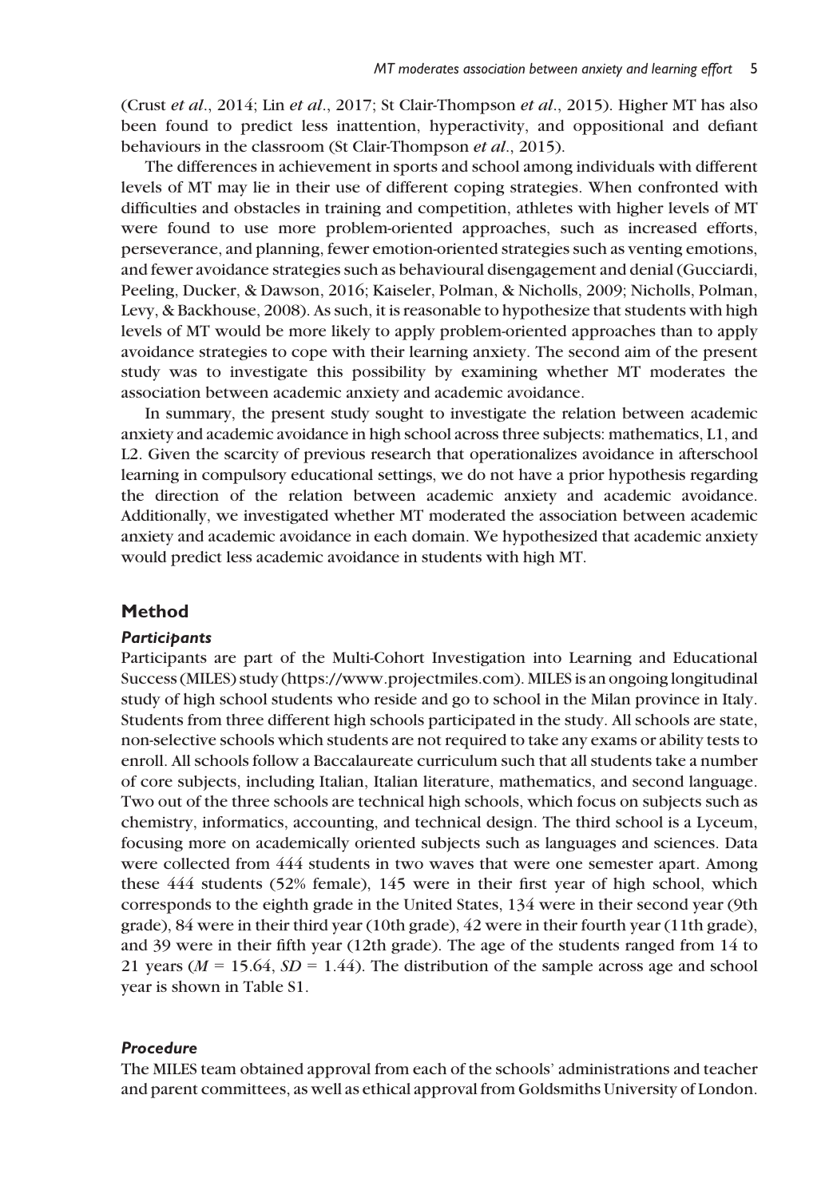(Crust *et al*., 2014; Lin *et al*., 2017; St Clair-Thompson *et al*., 2015). Higher MT has also been found to predict less inattention, hyperactivity, and oppositional and defiant behaviours in the classroom (St Clair-Thompson *et al*., 2015).

The differences in achievement in sports and school among individuals with different levels of MT may lie in their use of different coping strategies. When confronted with difficulties and obstacles in training and competition, athletes with higher levels of MT were found to use more problem-oriented approaches, such as increased efforts, perseverance, and planning, fewer emotion-oriented strategies such as venting emotions, and fewer avoidance strategies such as behavioural disengagement and denial (Gucciardi, Peeling, Ducker, & Dawson, 2016; Kaiseler, Polman, & Nicholls, 2009; Nicholls, Polman, Levy, & Backhouse, 2008). As such, it is reasonable to hypothesize that students with high levels of MT would be more likely to apply problem-oriented approaches than to apply avoidance strategies to cope with their learning anxiety. The second aim of the present study was to investigate this possibility by examining whether MT moderates the association between academic anxiety and academic avoidance.

In summary, the present study sought to investigate the relation between academic anxiety and academic avoidance in high school across three subjects: mathematics, L1, and L2. Given the scarcity of previous research that operationalizes avoidance in afterschool learning in compulsory educational settings, we do not have a prior hypothesis regarding the direction of the relation between academic anxiety and academic avoidance. Additionally, we investigated whether MT moderated the association between academic anxiety and academic avoidance in each domain. We hypothesized that academic anxiety would predict less academic avoidance in students with high MT.

## Method

### *Participants*

Participants are part of the Multi-Cohort Investigation into Learning and Educational Success (MILES) study (https://www.projectmiles.com). MILES is an ongoing longitudinal study of high school students who reside and go to school in the Milan province in Italy. Students from three different high schools participated in the study. All schools are state, non-selective schools which students are not required to take any exams or ability tests to enroll. All schools follow a Baccalaureate curriculum such that all students take a number of core subjects, including Italian, Italian literature, mathematics, and second language. Two out of the three schools are technical high schools, which focus on subjects such as chemistry, informatics, accounting, and technical design. The third school is a Lyceum, focusing more on academically oriented subjects such as languages and sciences. Data were collected from 444 students in two waves that were one semester apart. Among these 444 students (52% female), 145 were in their first year of high school, which corresponds to the eighth grade in the United States, 134 were in their second year (9th grade), 84 were in their third year (10th grade), 42 were in their fourth year (11th grade), and 39 were in their fifth year (12th grade). The age of the students ranged from 14 to 21 years ($M = 15.64$, $SD = 1.44$). The distribution of the sample across age and school year is shown in Table S1.

### *Procedure*

The MILES team obtained approval from each of the schools' administrations and teacher and parent committees, as well as ethical approval from Goldsmiths University of London.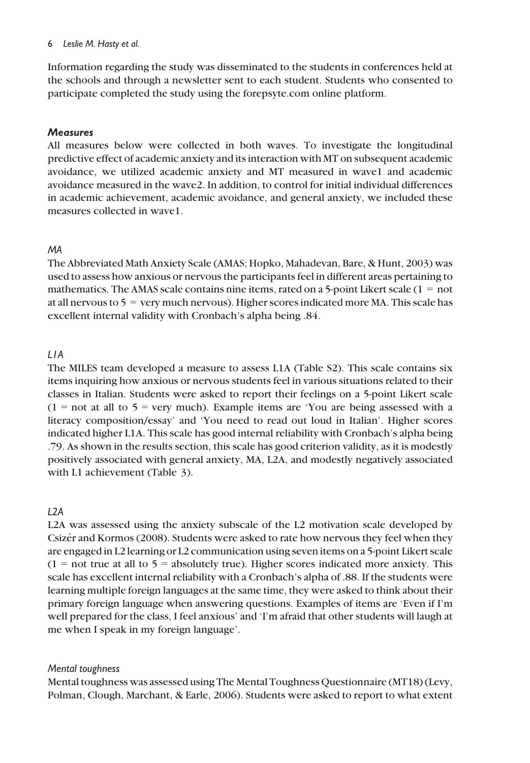Information regarding the study was disseminated to the students in conferences held at the schools and through a newsletter sent to each student. Students who consented to participate completed the study using the forepsyte.com online platform.

### *Measures*

All measures below were collected in both waves. To investigate the longitudinal predictive effect of academic anxiety and its interaction with MT on subsequent academic avoidance, we utilized academic anxiety and MT measured in wave1 and academic avoidance measured in the wave2. In addition, to control for initial individual differences in academic achievement, academic avoidance, and general anxiety, we included these measures collected in wave1.

#### *MA*

The Abbreviated Math Anxiety Scale (AMAS; Hopko, Mahadevan, Bare, & Hunt, 2003) was used to assess how anxious or nervous the participants feel in different areas pertaining to mathematics. The AMAS scale contains nine items, rated on a 5-point Likert scale (1 = not at all nervous to 5 = very much nervous). Higher scores indicated more MA. This scale has excellent internal validity with Cronbach's alpha being .84.

#### *L1A*

The MILES team developed a measure to assess L1A (Table S2). This scale contains six items inquiring how anxious or nervous students feel in various situations related to their classes in Italian. Students were asked to report their feelings on a 5-point Likert scale (1 = not at all to 5 = very much). Example items are 'You are being assessed with a literacy composition/essay' and 'You need to read out loud in Italian'. Higher scores indicated higher L1A. This scale has good internal reliability with Cronbach's alpha being .79. As shown in the results section, this scale has good criterion validity, as it is modestly positively associated with general anxiety, MA, L2A, and modestly negatively associated with L1 achievement (Table 3).

#### *L2A*

L2A was assessed using the anxiety subscale of the L2 motivation scale developed by Csizér and Kormos (2008). Students were asked to rate how nervous they feel when they are engaged in L2 learning or L2 communication using seven items on a 5-point Likert scale (1 = not true at all to 5 = absolutely true). Higher scores indicated more anxiety. This scale has excellent internal reliability with a Cronbach's alpha of .88. If the students were learning multiple foreign languages at the same time, they were asked to think about their primary foreign language when answering questions. Examples of items are 'Even if I'm well prepared for the class, I feel anxious' and 'I'm afraid that other students will laugh at me when I speak in my foreign language'.

#### *Mental toughness*

Mental toughness was assessed using The Mental Toughness Questionnaire (MT18) (Levy, Polman, Clough, Marchant, & Earle, 2006). Students were asked to report to what extent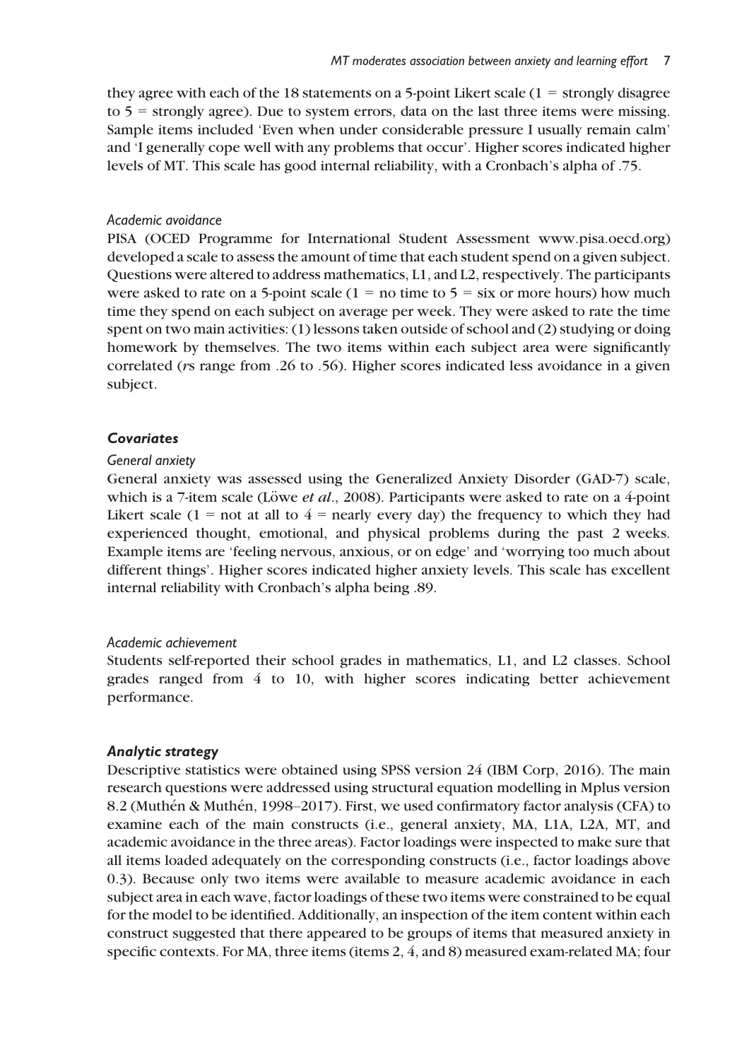they agree with each of the 18 statements on a 5-point Likert scale (1 = strongly disagree to 5 = strongly agree). Due to system errors, data on the last three items were missing. Sample items included 'Even when under considerable pressure I usually remain calm' and 'I generally cope well with any problems that occur'. Higher scores indicated higher levels of MT. This scale has good internal reliability, with a Cronbach's alpha of .75.

#### *Academic avoidance*

PISA (OCED Programme for International Student Assessment www.pisa.oecd.org) developed a scale to assess the amount of time that each student spend on a given subject. Questions were altered to address mathematics, L1, and L2, respectively. The participants were asked to rate on a 5-point scale (1 = no time to 5 = six or more hours) how much time they spend on each subject on average per week. They were asked to rate the time spent on two main activities: (1) lessons taken outside of school and (2) studying or doing homework by themselves. The two items within each subject area were significantly correlated (*r*s range from .26 to .56). Higher scores indicated less avoidance in a given subject.

### *Covariates*

#### *General anxiety*

General anxiety was assessed using the Generalized Anxiety Disorder (GAD-7) scale, which is a 7-item scale (Löwe *et al*., 2008). Participants were asked to rate on a 4-point Likert scale (1 = not at all to 4 = nearly every day) the frequency to which they had experienced thought, emotional, and physical problems during the past 2 weeks. Example items are 'feeling nervous, anxious, or on edge' and 'worrying too much about different things'. Higher scores indicated higher anxiety levels. This scale has excellent internal reliability with Cronbach's alpha being .89.

#### *Academic achievement*

Students self-reported their school grades in mathematics, L1, and L2 classes. School grades ranged from 4 to 10, with higher scores indicating better achievement performance.

### *Analytic strategy*

Descriptive statistics were obtained using SPSS version 24 (IBM Corp, 2016). The main research questions were addressed using structural equation modelling in Mplus version 8.2 (Muthén & Muthén, 1998–2017). First, we used confirmatory factor analysis (CFA) to examine each of the main constructs (i.e., general anxiety, MA, L1A, L2A, MT, and academic avoidance in the three areas). Factor loadings were inspected to make sure that all items loaded adequately on the corresponding constructs (i.e., factor loadings above 0.3). Because only two items were available to measure academic avoidance in each subject area in each wave, factor loadings of these two items were constrained to be equal for the model to be identified. Additionally, an inspection of the item content within each construct suggested that there appeared to be groups of items that measured anxiety in specific contexts. For MA, three items (items 2, 4, and 8) measured exam-related MA; four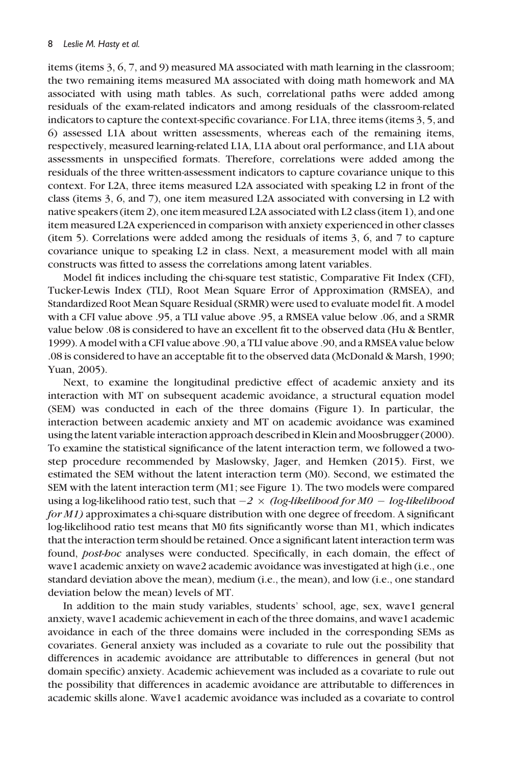items (items 3, 6, 7, and 9) measured MA associated with math learning in the classroom; the two remaining items measured MA associated with doing math homework and MA associated with using math tables. As such, correlational paths were added among residuals of the exam-related indicators and among residuals of the classroom-related indicators to capture the context-specific covariance. For L1A, three items (items 3, 5, and 6) assessed L1A about written assessments, whereas each of the remaining items, respectively, measured learning-related L1A, L1A about oral performance, and L1A about assessments in unspecified formats. Therefore, correlations were added among the residuals of the three written-assessment indicators to capture covariance unique to this context. For L2A, three items measured L2A associated with speaking L2 in front of the class (items 3, 6, and 7), one item measured L2A associated with conversing in L2 with native speakers (item 2), one item measured L2A associated with L2 class (item 1), and one item measured L2A experienced in comparison with anxiety experienced in other classes (item 5). Correlations were added among the residuals of items 3, 6, and 7 to capture covariance unique to speaking L2 in class. Next, a measurement model with all main constructs was fitted to assess the correlations among latent variables.

Model fit indices including the chi-square test statistic, Comparative Fit Index (CFI), Tucker-Lewis Index (TLI), Root Mean Square Error of Approximation (RMSEA), and Standardized Root Mean Square Residual (SRMR) were used to evaluate model fit. A model with a CFI value above .95, a TLI value above .95, a RMSEA value below .06, and a SRMR value below .08 is considered to have an excellent fit to the observed data (Hu & Bentler, 1999). A model with a CFI value above .90, a TLI value above .90, and a RMSEA value below .08 is considered to have an acceptable fit to the observed data (McDonald & Marsh, 1990; Yuan, 2005).

Next, to examine the longitudinal predictive effect of academic anxiety and its interaction with MT on subsequent academic avoidance, a structural equation model (SEM) was conducted in each of the three domains (Figure 1). In particular, the interaction between academic anxiety and MT on academic avoidance was examined using the latent variable interaction approach described in Klein and Moosbrugger (2000). To examine the statistical significance of the latent interaction term, we followed a two-step procedure recommended by Maslowsky, Jager, and Hemken (2015). First, we estimated the SEM without the latent interaction term (M0). Second, we estimated the SEM with the latent interaction term (M1; see Figure 1). The two models were compared using a log-likelihood ratio test, such that $-2 \times$ *(log-likelihood for M0* $-$ *log-likelihood for M1)* approximates a chi-square distribution with one degree of freedom. A significant log-likelihood ratio test means that M0 fits significantly worse than M1, which indicates that the interaction term should be retained. Once a significant latent interaction term was found, *post-hoc* analyses were conducted. Specifically, in each domain, the effect of wave1 academic anxiety on wave2 academic avoidance was investigated at high (i.e., one standard deviation above the mean), medium (i.e., the mean), and low (i.e., one standard deviation below the mean) levels of MT.

In addition to the main study variables, students' school, age, sex, wave1 general anxiety, wave1 academic achievement in each of the three domains, and wave1 academic avoidance in each of the three domains were included in the corresponding SEMs as covariates. General anxiety was included as a covariate to rule out the possibility that differences in academic avoidance are attributable to differences in general (but not domain specific) anxiety. Academic achievement was included as a covariate to rule out the possibility that differences in academic avoidance are attributable to differences in academic skills alone. Wave1 academic avoidance was included as a covariate to control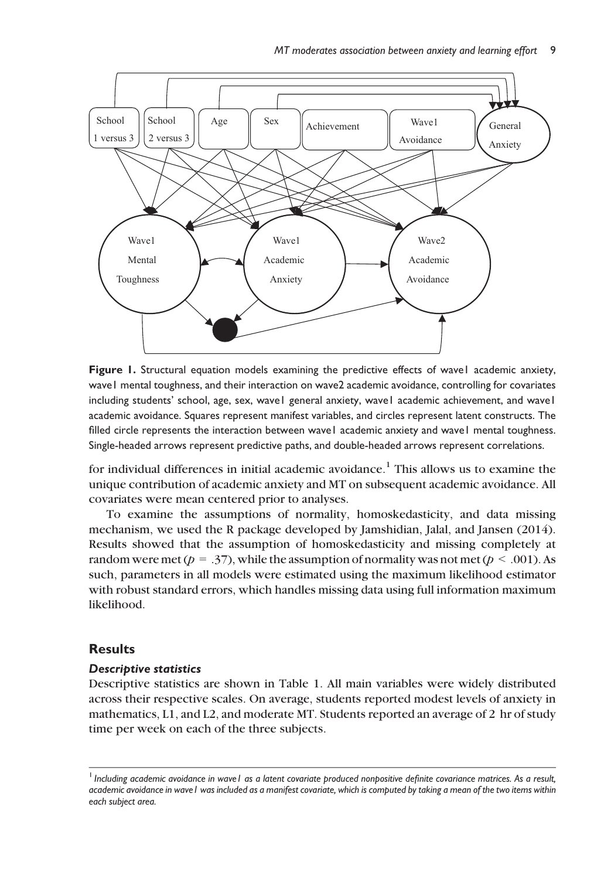**Figure 1.** Structural equation models examining the predictive effects of wave1 academic anxiety, wave1 mental toughness, and their interaction on wave2 academic avoidance, controlling for covariates including students' school, age, sex, wave1 general anxiety, wave1 academic achievement, and wave1 academic avoidance. Squares represent manifest variables, and circles represent latent constructs. The filled circle represents the interaction between wave1 academic anxiety and wave1 mental toughness. Single-headed arrows represent predictive paths, and double-headed arrows represent correlations.

for individual differences in initial academic avoidance.[1] This allows us to examine the unique contribution of academic anxiety and MT on subsequent academic avoidance. All covariates were mean centered prior to analyses.

To examine the assumptions of normality, homoskedasticity, and data missing mechanism, we used the R package developed by Jamshidian, Jalal, and Jansen (2014). Results showed that the assumption of homoskedasticity and missing completely at random were met ($p$ = .37), while the assumption of normality was not met ($p$ < .001). As such, parameters in all models were estimated using the maximum likelihood estimator with robust standard errors, which handles missing data using full information maximum likelihood.

## Results

### *Descriptive statistics*

Descriptive statistics are shown in Table 1. All main variables were widely distributed across their respective scales. On average, students reported modest levels of anxiety in mathematics, L1, and L2, and moderate MT. Students reported an average of 2 hr of study time per week on each of the three subjects.

---

[1] *Including academic avoidance in wave1 as a latent covariate produced nonpositive definite covariance matrices. As a result, academic avoidance in wave1 was included as a manifest covariate, which is computed by taking a mean of the two items within each subject area.*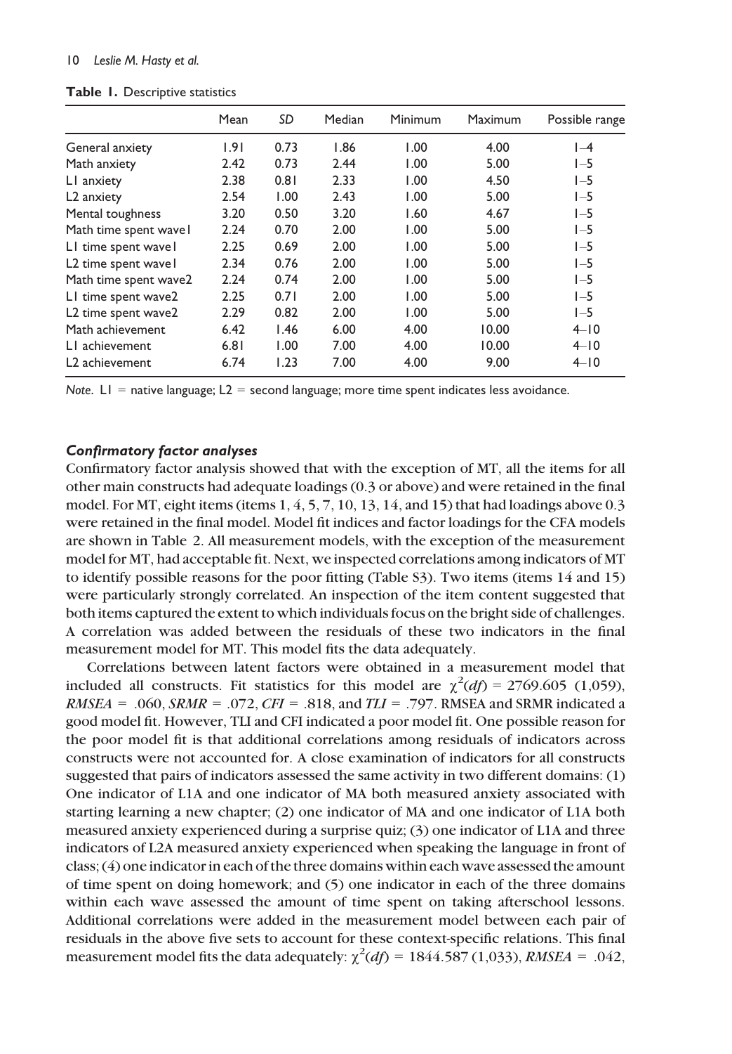**Table 1.** Descriptive statistics

| | Mean | *SD* | Median | Minimum | Maximum | Possible range |
|---|---|---|---|---|---|---|
| General anxiety | 1.91 | 0.73 | 1.86 | 1.00 | 4.00 | 1–4 |
| Math anxiety | 2.42 | 0.73 | 2.44 | 1.00 | 5.00 | 1–5 |
| L1 anxiety | 2.38 | 0.81 | 2.33 | 1.00 | 4.50 | 1–5 |
| L2 anxiety | 2.54 | 1.00 | 2.43 | 1.00 | 5.00 | 1–5 |
| Mental toughness | 3.20 | 0.50 | 3.20 | 1.60 | 4.67 | 1–5 |
| Math time spent wave1 | 2.24 | 0.70 | 2.00 | 1.00 | 5.00 | 1–5 |
| L1 time spent wave1 | 2.25 | 0.69 | 2.00 | 1.00 | 5.00 | 1–5 |
| L2 time spent wave1 | 2.34 | 0.76 | 2.00 | 1.00 | 5.00 | 1–5 |
| Math time spent wave2 | 2.24 | 0.74 | 2.00 | 1.00 | 5.00 | 1–5 |
| L1 time spent wave2 | 2.25 | 0.71 | 2.00 | 1.00 | 5.00 | 1–5 |
| L2 time spent wave2 | 2.29 | 0.82 | 2.00 | 1.00 | 5.00 | 1–5 |
| Math achievement | 6.42 | 1.46 | 6.00 | 4.00 | 10.00 | 4–10 |
| L1 achievement | 6.81 | 1.00 | 7.00 | 4.00 | 10.00 | 4–10 |
| L2 achievement | 6.74 | 1.23 | 7.00 | 4.00 | 9.00 | 4–10 |

*Note*. L1 = native language; L2 = second language; more time spent indicates less avoidance.

### *Confirmatory factor analyses*

Confirmatory factor analysis showed that with the exception of MT, all the items for all other main constructs had adequate loadings (0.3 or above) and were retained in the final model. For MT, eight items (items 1, 4, 5, 7, 10, 13, 14, and 15) that had loadings above 0.3 were retained in the final model. Model fit indices and factor loadings for the CFA models are shown in Table 2. All measurement models, with the exception of the measurement model for MT, had acceptable fit. Next, we inspected correlations among indicators of MT to identify possible reasons for the poor fitting (Table S3). Two items (items 14 and 15) were particularly strongly correlated. An inspection of the item content suggested that both items captured the extent to which individuals focus on the bright side of challenges. A correlation was added between the residuals of these two indicators in the final measurement model for MT. This model fits the data adequately.

Correlations between latent factors were obtained in a measurement model that included all constructs. Fit statistics for this model are $\chi^2(df)$ = 2769.605 (1,059), *RMSEA* = .060, *SRMR* = .072, *CFI* = .818, and *TLI* = .797. RMSEA and SRMR indicated a good model fit. However, TLI and CFI indicated a poor model fit. One possible reason for the poor model fit is that additional correlations among residuals of indicators across constructs were not accounted for. A close examination of indicators for all constructs suggested that pairs of indicators assessed the same activity in two different domains: (1) One indicator of L1A and one indicator of MA both measured anxiety associated with starting learning a new chapter; (2) one indicator of MA and one indicator of L1A both measured anxiety experienced during a surprise quiz; (3) one indicator of L1A and three indicators of L2A measured anxiety experienced when speaking the language in front of class; (4) one indicator in each of the three domains within each wave assessed the amount of time spent on doing homework; and (5) one indicator in each of the three domains within each wave assessed the amount of time spent on taking afterschool lessons. Additional correlations were added in the measurement model between each pair of residuals in the above five sets to account for these context-specific relations. This final measurement model fits the data adequately: $\chi^2(df)$ = 1844.587 (1,033), *RMSEA* = .042,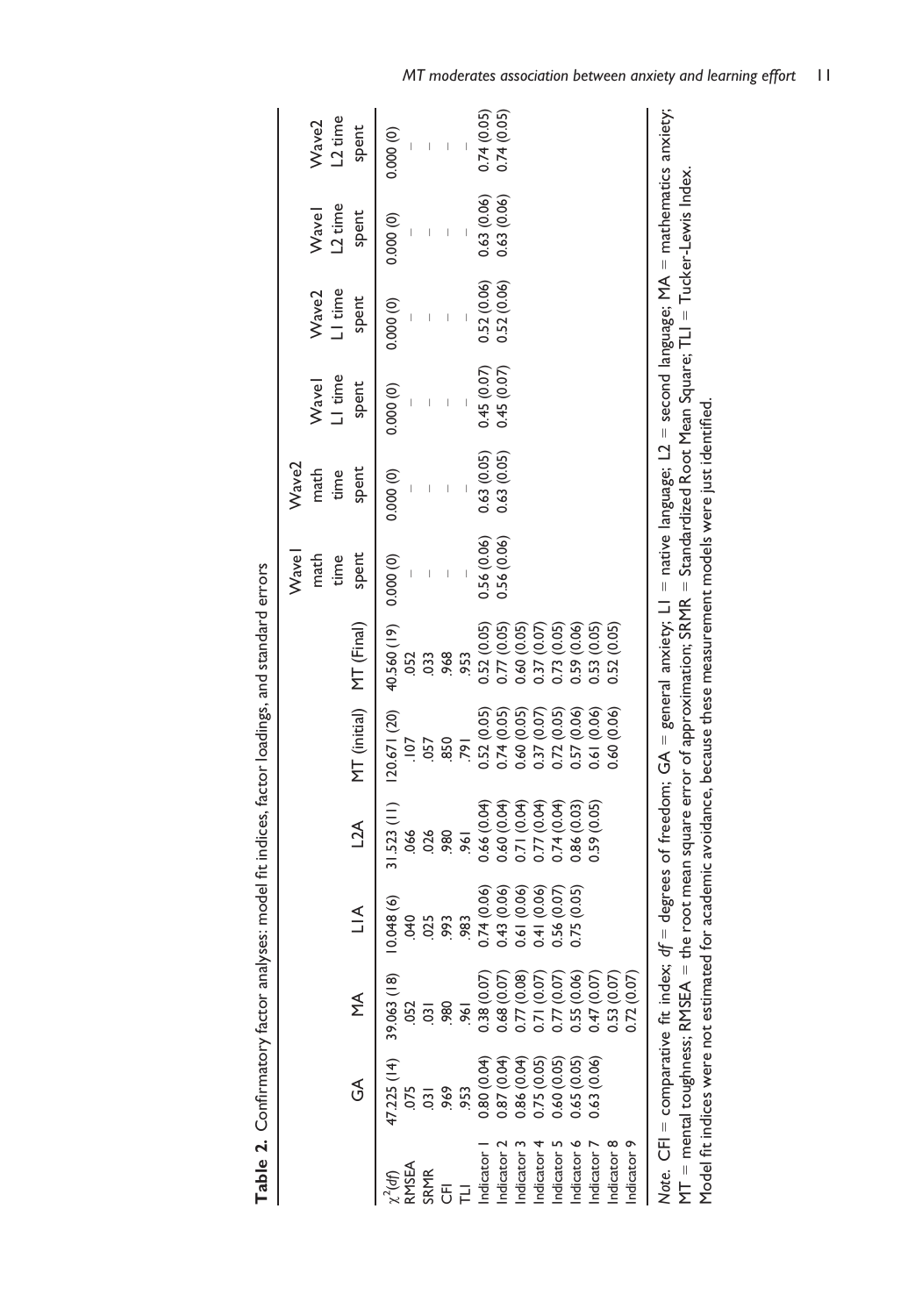**Table 2.** Confirmatory factor analyses: model fit indices, factor loadings, and standard errors

| | GA | MA | L1A | L2A | MT (initial) | MT (Final) | Wave1 math time spent | Wave2 math time spent | Wave1 L1 time spent | Wave2 L1 time spent | Wave1 L2 time spent | Wave2 L2 time spent |
|---|---|---|---|---|---|---|---|---|---|---|---|---|
| $\chi^2(df)$ | 47.225 (14) | 39.063 (18) | 10.048 (6) | 31.523 (11) | 120.671 (20) | 40.560 (19) | 0.000 (0) | 0.000 (0) | 0.000 (0) | 0.000 (0) | 0.000 (0) | 0.000 (0) |
| RMSEA | .075 | .052 | .040 | .066 | .107 | .052 | – | – | – | – | – | – |
| SRMR | .031 | .031 | .025 | .026 | .057 | .033 | – | – | – | – | – | – |
| CFI | .969 | .980 | .993 | .980 | .850 | .968 | – | – | – | – | – | – |
| TLI | .953 | .961 | .983 | .961 | .791 | .953 | – | – | – | – | – | – |
| Indicator 1 | 0.80 (0.04) | 0.38 (0.07) | 0.74 (0.06) | 0.66 (0.04) | 0.52 (0.05) | 0.52 (0.05) | 0.56 (0.06) | 0.63 (0.05) | 0.45 (0.07) | 0.52 (0.06) | 0.63 (0.06) | 0.74 (0.05) |
| Indicator 2 | 0.87 (0.04) | 0.68 (0.07) | 0.43 (0.06) | 0.60 (0.04) | 0.74 (0.05) | 0.77 (0.05) | 0.56 (0.06) | 0.63 (0.05) | 0.45 (0.07) | 0.52 (0.06) | 0.63 (0.06) | 0.74 (0.05) |
| Indicator 3 | 0.86 (0.04) | 0.77 (0.08) | 0.61 (0.06) | 0.71 (0.04) | 0.60 (0.05) | 0.60 (0.05) | | | | | | |
| Indicator 4 | 0.75 (0.05) | 0.71 (0.07) | 0.41 (0.06) | 0.77 (0.04) | 0.37 (0.07) | 0.37 (0.07) | | | | | | |
| Indicator 5 | 0.60 (0.05) | 0.77 (0.07) | 0.56 (0.07) | 0.74 (0.04) | 0.72 (0.05) | 0.73 (0.05) | | | | | | |
| Indicator 6 | 0.65 (0.05) | 0.55 (0.06) | 0.75 (0.05) | 0.86 (0.03) | 0.57 (0.06) | 0.59 (0.06) | | | | | | |
| Indicator 7 | 0.63 (0.06) | 0.47 (0.07) | | 0.59 (0.05) | 0.61 (0.06) | 0.53 (0.05) | | | | | | |
| Indicator 8 | | 0.53 (0.07) | | | 0.60 (0.06) | 0.52 (0.05) | | | | | | |
| Indicator 9 | | 0.72 (0.07) | | | | | | | | | | |

*Note.* CFI = comparative fit index; *df* = degrees of freedom; GA = general anxiety; L1 = native language; L2 = second language; MA = mathematics anxiety; MT = mental toughness; RMSEA = the root mean square error of approximation; SRMR = Standardized Root Mean Square; TLI = Tucker-Lewis Index. Model fit indices were not estimated for academic avoidance, because these measurement models were just identified.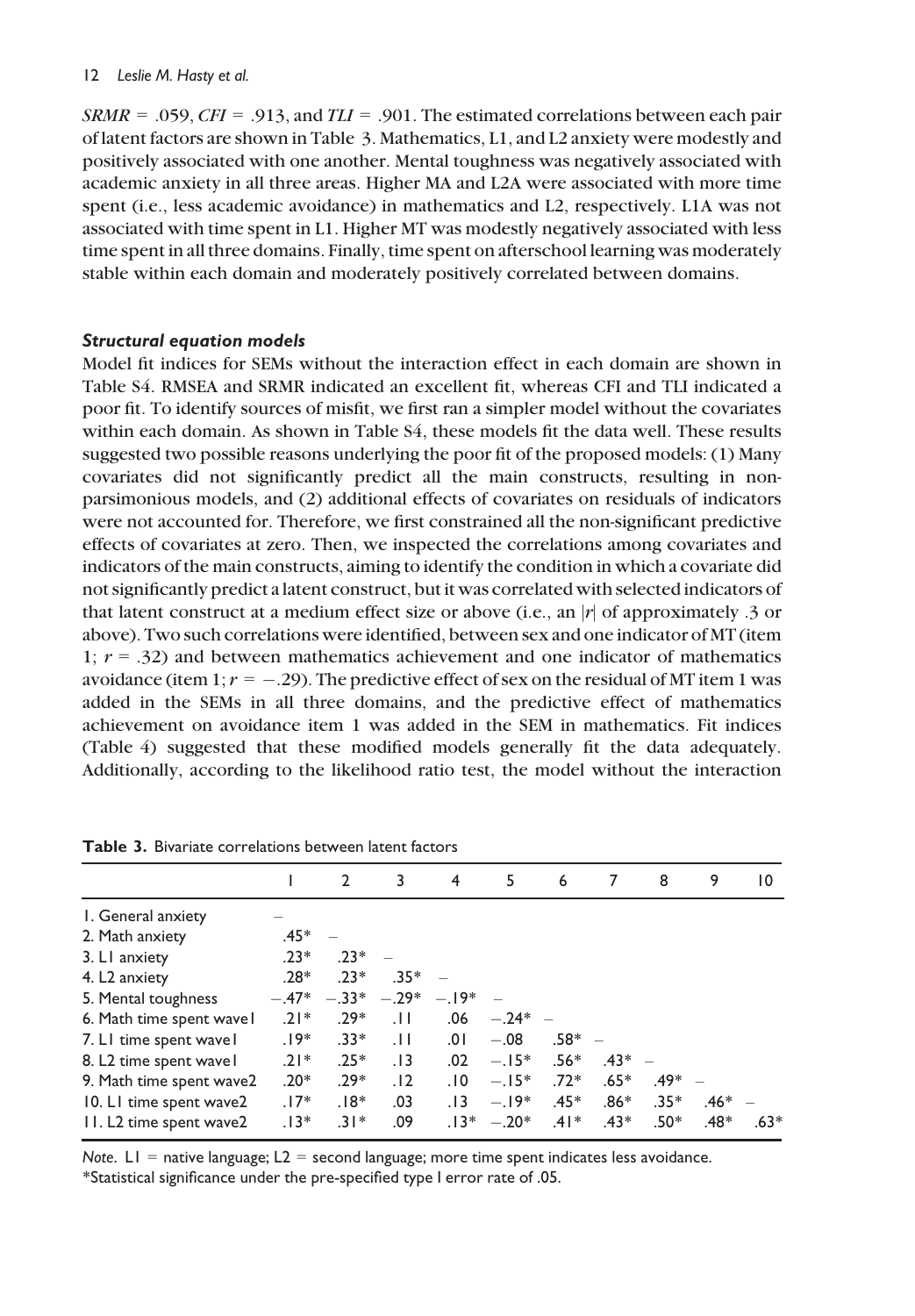*SRMR* = .059, *CFI* = .913, and *TLI* = .901. The estimated correlations between each pair of latent factors are shown in Table 3. Mathematics, L1, and L2 anxiety were modestly and positively associated with one another. Mental toughness was negatively associated with academic anxiety in all three areas. Higher MA and L2A were associated with more time spent (i.e., less academic avoidance) in mathematics and L2, respectively. L1A was not associated with time spent in L1. Higher MT was modestly negatively associated with less time spent in all three domains. Finally, time spent on afterschool learning was moderately stable within each domain and moderately positively correlated between domains.

### *Structural equation models*

Model fit indices for SEMs without the interaction effect in each domain are shown in Table S4. RMSEA and SRMR indicated an excellent fit, whereas CFI and TLI indicated a poor fit. To identify sources of misfit, we first ran a simpler model without the covariates within each domain. As shown in Table S4, these models fit the data well. These results suggested two possible reasons underlying the poor fit of the proposed models: (1) Many covariates did not significantly predict all the main constructs, resulting in non-parsimonious models, and (2) additional effects of covariates on residuals of indicators were not accounted for. Therefore, we first constrained all the non-significant predictive effects of covariates at zero. Then, we inspected the correlations among covariates and indicators of the main constructs, aiming to identify the condition in which a covariate did not significantly predict a latent construct, but it was correlated with selected indicators of that latent construct at a medium effect size or above (i.e., an $|r|$ of approximately .3 or above). Two such correlations were identified, between sex and one indicator of MT (item 1; $r = .32$) and between mathematics achievement and one indicator of mathematics avoidance (item 1; $r = -.29$). The predictive effect of sex on the residual of MT item 1 was added in the SEMs in all three domains, and the predictive effect of mathematics achievement on avoidance item 1 was added in the SEM in mathematics. Fit indices (Table 4) suggested that these modified models generally fit the data adequately. Additionally, according to the likelihood ratio test, the model without the interaction

**Table 3.** Bivariate correlations between latent factors

| | 1 | 2 | 3 | 4 | 5 | 6 | 7 | 8 | 9 | 10 |
|---|---|---|---|---|---|---|---|---|---|---|
| 1. General anxiety | – | | | | | | | | | |
| 2. Math anxiety | .45* | – | | | | | | | | |
| 3. L1 anxiety | .23* | .23* | – | | | | | | | |
| 4. L2 anxiety | .28* | .23* | .35* | – | | | | | | |
| 5. Mental toughness | −.47* | −.33* | −.29* | −.19* | – | | | | | |
| 6. Math time spent wave1 | .21* | .29* | .11 | .06 | −.24* | – | | | | |
| 7. L1 time spent wave1 | .19* | .33* | .11 | .01 | −.08 | .58* | – | | | |
| 8. L2 time spent wave1 | .21* | .25* | .13 | .02 | −.15* | .56* | .43* | – | | |
| 9. Math time spent wave2 | .20* | .29* | .12 | .10 | −.15* | .72* | .65* | .49* | – | |
| 10. L1 time spent wave2 | .17* | .18* | .03 | .13 | −.19* | .45* | .86* | .35* | .46* | – |
| 11. L2 time spent wave2 | .13* | .31* | .09 | .13* | −.20* | .41* | .43* | .50* | .48* | .63* |

*Note*. L1 = native language; L2 = second language; more time spent indicates less avoidance.
*Statistical significance under the pre-specified type I error rate of .05.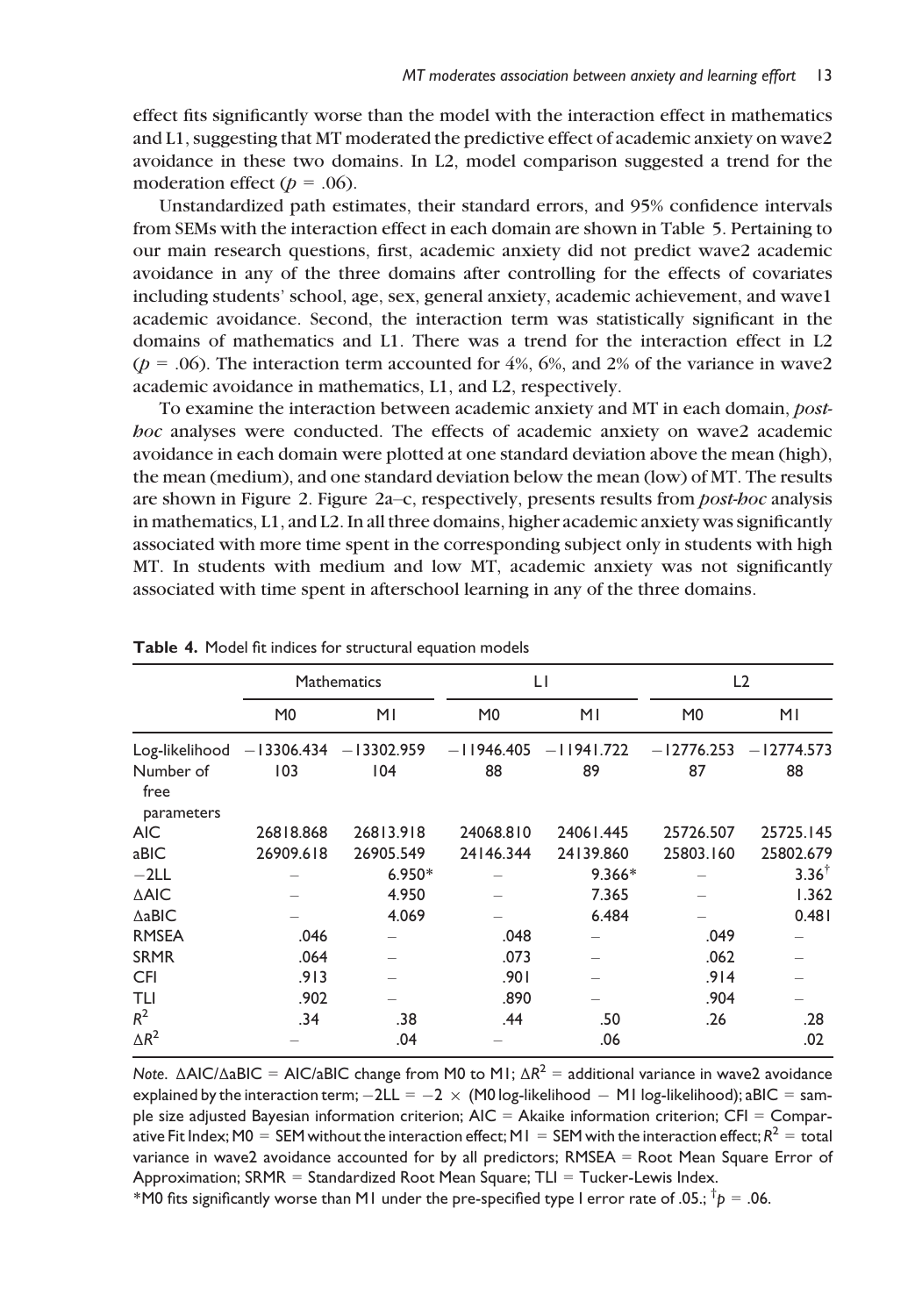effect fits significantly worse than the model with the interaction effect in mathematics and L1, suggesting that MT moderated the predictive effect of academic anxiety on wave2 avoidance in these two domains. In L2, model comparison suggested a trend for the moderation effect ($p$ = .06).

Unstandardized path estimates, their standard errors, and 95% confidence intervals from SEMs with the interaction effect in each domain are shown in Table 5. Pertaining to our main research questions, first, academic anxiety did not predict wave2 academic avoidance in any of the three domains after controlling for the effects of covariates including students' school, age, sex, general anxiety, academic achievement, and wave1 academic avoidance. Second, the interaction term was statistically significant in the domains of mathematics and L1. There was a trend for the interaction effect in L2 ($p$ = .06). The interaction term accounted for 4%, 6%, and 2% of the variance in wave2 academic avoidance in mathematics, L1, and L2, respectively.

To examine the interaction between academic anxiety and MT in each domain, *post-hoc* analyses were conducted. The effects of academic anxiety on wave2 academic avoidance in each domain were plotted at one standard deviation above the mean (high), the mean (medium), and one standard deviation below the mean (low) of MT. The results are shown in Figure 2. Figure 2a–c, respectively, presents results from *post-hoc* analysis in mathematics, L1, and L2. In all three domains, higher academic anxiety was significantly associated with more time spent in the corresponding subject only in students with high MT. In students with medium and low MT, academic anxiety was not significantly associated with time spent in afterschool learning in any of the three domains.

**Table 4.** Model fit indices for structural equation models

| | Mathematics | | L1 | | L2 | |
|---|---|---|---|---|---|---|
| | M0 | M1 | M0 | M1 | M0 | M1 |
| Log-likelihood | −13306.434 | −13302.959 | −11946.405 | −11941.722 | −12776.253 | −12774.573 |
| Number of free parameters | 103 | 104 | 88 | 89 | 87 | 88 |
| AIC | 26818.868 | 26813.918 | 24068.810 | 24061.445 | 25726.507 | 25725.145 |
| aBIC | 26909.618 | 26905.549 | 24146.344 | 24139.860 | 25803.160 | 25802.679 |
| −2LL | – | 6.950* | – | 9.366* | – | 3.36$^{\dagger}$ |
| ΔAIC | – | 4.950 | – | 7.365 | – | 1.362 |
| ΔaBIC | – | 4.069 | – | 6.484 | – | 0.481 |
| RMSEA | .046 | – | .048 | – | .049 | – |
| SRMR | .064 | – | .073 | – | .062 | – |
| CFI | .913 | – | .901 | – | .914 | – |
| TLI | .902 | – | .890 | – | .904 | – |
| $R^2$ | .34 | .38 | .44 | .50 | .26 | .28 |
| $\Delta R^2$ | – | .04 | – | .06 | | .02 |

*Note*. ΔAIC/ΔaBIC = AIC/aBIC change from M0 to M1; $\Delta R^2$ = additional variance in wave2 avoidance explained by the interaction term; −2LL = −2 × (M0 log-likelihood − M1 log-likelihood); aBIC = sample size adjusted Bayesian information criterion; AIC = Akaike information criterion; CFI = Comparative Fit Index; M0 = SEM without the interaction effect; M1 = SEM with the interaction effect; $R^2$ = total variance in wave2 avoidance accounted for by all predictors; RMSEA = Root Mean Square Error of Approximation; SRMR = Standardized Root Mean Square; TLI = Tucker-Lewis Index.

*M0 fits significantly worse than M1 under the pre-specified type I error rate of .05.; $^{\dagger}p$ = .06.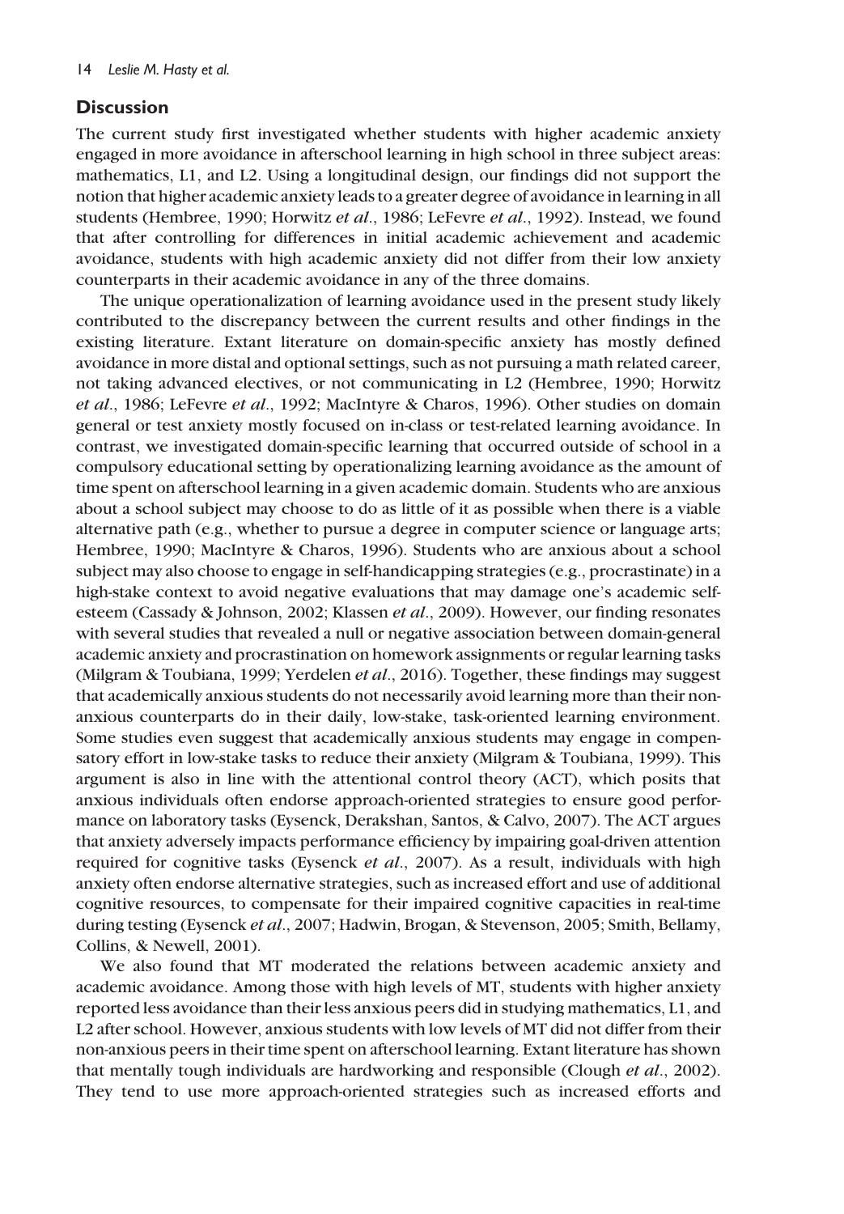## Discussion

The current study first investigated whether students with higher academic anxiety engaged in more avoidance in afterschool learning in high school in three subject areas: mathematics, L1, and L2. Using a longitudinal design, our findings did not support the notion that higher academic anxiety leads to a greater degree of avoidance in learning in all students (Hembree, 1990; Horwitz *et al*., 1986; LeFevre *et al*., 1992). Instead, we found that after controlling for differences in initial academic achievement and academic avoidance, students with high academic anxiety did not differ from their low anxiety counterparts in their academic avoidance in any of the three domains.

The unique operationalization of learning avoidance used in the present study likely contributed to the discrepancy between the current results and other findings in the existing literature. Extant literature on domain-specific anxiety has mostly defined avoidance in more distal and optional settings, such as not pursuing a math related career, not taking advanced electives, or not communicating in L2 (Hembree, 1990; Horwitz *et al*., 1986; LeFevre *et al*., 1992; MacIntyre & Charos, 1996). Other studies on domain general or test anxiety mostly focused on in-class or test-related learning avoidance. In contrast, we investigated domain-specific learning that occurred outside of school in a compulsory educational setting by operationalizing learning avoidance as the amount of time spent on afterschool learning in a given academic domain. Students who are anxious about a school subject may choose to do as little of it as possible when there is a viable alternative path (e.g., whether to pursue a degree in computer science or language arts; Hembree, 1990; MacIntyre & Charos, 1996). Students who are anxious about a school subject may also choose to engage in self-handicapping strategies (e.g., procrastinate) in a high-stake context to avoid negative evaluations that may damage one's academic self-esteem (Cassady & Johnson, 2002; Klassen *et al*., 2009). However, our finding resonates with several studies that revealed a null or negative association between domain-general academic anxiety and procrastination on homework assignments or regular learning tasks (Milgram & Toubiana, 1999; Yerdelen *et al*., 2016). Together, these findings may suggest that academically anxious students do not necessarily avoid learning more than their non-anxious counterparts do in their daily, low-stake, task-oriented learning environment. Some studies even suggest that academically anxious students may engage in compensatory effort in low-stake tasks to reduce their anxiety (Milgram & Toubiana, 1999). This argument is also in line with the attentional control theory (ACT), which posits that anxious individuals often endorse approach-oriented strategies to ensure good performance on laboratory tasks (Eysenck, Derakshan, Santos, & Calvo, 2007). The ACT argues that anxiety adversely impacts performance efficiency by impairing goal-driven attention required for cognitive tasks (Eysenck *et al*., 2007). As a result, individuals with high anxiety often endorse alternative strategies, such as increased effort and use of additional cognitive resources, to compensate for their impaired cognitive capacities in real-time during testing (Eysenck *et al*., 2007; Hadwin, Brogan, & Stevenson, 2005; Smith, Bellamy, Collins, & Newell, 2001).

We also found that MT moderated the relations between academic anxiety and academic avoidance. Among those with high levels of MT, students with higher anxiety reported less avoidance than their less anxious peers did in studying mathematics, L1, and L2 after school. However, anxious students with low levels of MT did not differ from their non-anxious peers in their time spent on afterschool learning. Extant literature has shown that mentally tough individuals are hardworking and responsible (Clough *et al*., 2002). They tend to use more approach-oriented strategies such as increased efforts and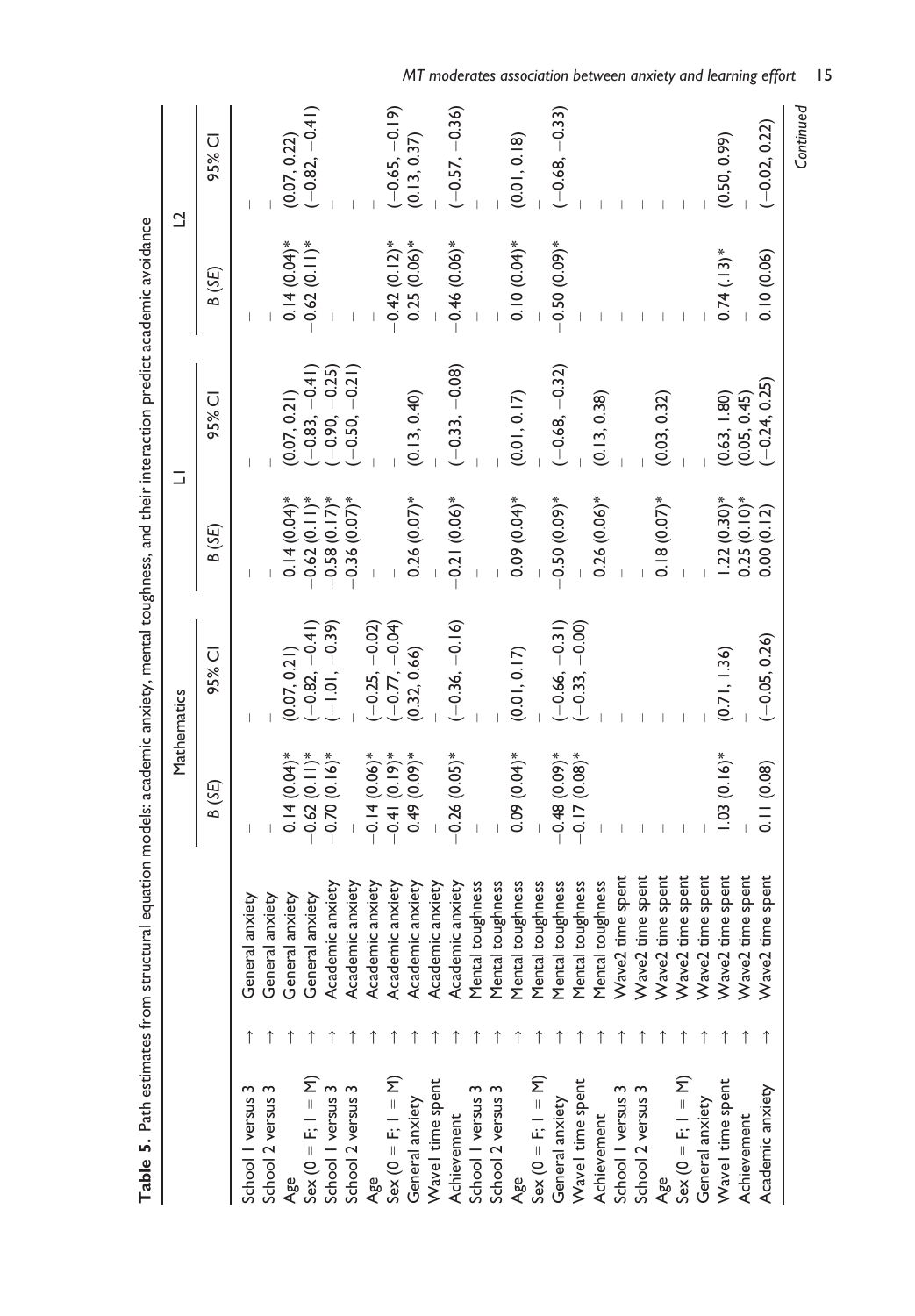**Table 5.** Path estimates from structural equation models: academic anxiety, mental toughness, and their interaction predict academic avoidance

| | | | Mathematics | | L1 | | L2 | |
|---|---|---|---|---|---|---|---|---|
| | | | *B (SE)* | 95% CI | *B (SE)* | 95% CI | *B (SE)* | 95% CI |
| School 1 versus 3 | → | General anxiety | – | – | – | – | – | – |
| School 2 versus 3 | → | General anxiety | – | – | – | – | – | – |
| Age | → | General anxiety | 0.14 (0.04)* | (0.07, 0.21) | 0.14 (0.04)* | (0.07, 0.21) | 0.14 (0.04)* | (0.07, 0.22) |
| Sex (0 = F; 1 = M) | → | General anxiety | −0.62 (0.11)* | (−0.82, −0.41) | −0.62 (0.11)* | (−0.83, −0.41) | −0.62 (0.11)* | (−0.82, −0.41) |
| School 1 versus 3 | → | Academic anxiety | −0.70 (0.16)* | (−1.01, −0.39) | −0.58 (0.17)* | (−0.90, −0.25) | – | – |
| School 2 versus 3 | → | Academic anxiety | – | – | −0.36 (0.07)* | (−0.50, −0.21) | – | – |
| Age | → | Academic anxiety | −0.14 (0.06)* | (−0.25, −0.02) | – | – | – | – |
| Sex (0 = F; 1 = M) | → | Academic anxiety | −0.41 (0.19)* | (−0.77, −0.04) | – | – | −0.42 (0.12)* | (−0.65, −0.19) |
| General anxiety | → | Academic anxiety | 0.49 (0.09)* | (0.32, 0.66) | 0.26 (0.07)* | (0.13, 0.40) | 0.25 (0.06)* | (0.13, 0.37) |
| Wave1 time spent | → | Academic anxiety | – | – | – | – | – | – |
| Achievement | → | Academic anxiety | −0.26 (0.05)* | (−0.36, −0.16) | −0.21 (0.06)* | (−0.33, −0.08) | −0.46 (0.06)* | (−0.57, −0.36) |
| School 1 versus 3 | → | Mental toughness | – | – | – | – | – | – |
| School 2 versus 3 | → | Mental toughness | – | – | – | – | – | – |
| Age | → | Mental toughness | 0.09 (0.04)* | (0.01, 0.17) | 0.09 (0.04)* | (0.01, 0.17) | 0.10 (0.04)* | (0.01, 0.18) |
| Sex (0 = F; 1 = M) | → | Mental toughness | – | – | – | – | – | – |
| General anxiety | → | Mental toughness | −0.48 (0.09)* | (−0.66, −0.31) | −0.50 (0.09)* | (−0.68, −0.32) | −0.50 (0.09)* | (−0.68, −0.33) |
| Wave1 time spent | → | Mental toughness | −0.17 (0.08)* | (−0.33, −0.00) | – | – | – | – |
| Achievement | → | Mental toughness | – | – | 0.26 (0.06)* | (0.13, 0.38) | – | – |
| School 1 versus 3 | → | Wave2 time spent | – | – | – | – | – | – |
| School 2 versus 3 | → | Wave2 time spent | – | – | – | – | – | – |
| Age | → | Wave2 time spent | – | – | 0.18 (0.07)* | (0.03, 0.32) | – | – |
| Sex (0 = F; 1 = M) | → | Wave2 time spent | – | – | – | – | – | – |
| General anxiety | → | Wave2 time spent | – | – | – | – | – | – |
| Wave1 time spent | → | Wave2 time spent | 1.03 (0.16)* | (0.71, 1.36) | 1.22 (0.30)* | (0.63, 1.80) | 0.74 (.13)* | (0.50, 0.99) |
| Achievement | → | Wave2 time spent | – | – | 0.25 (0.10)* | (0.05, 0.45) | – | – |
| Academic anxiety | → | Wave2 time spent | 0.11 (0.08) | (−0.05, 0.26) | 0.00 (0.12) | (−0.24, 0.25) | 0.10 (0.06) | (−0.02, 0.22) |

*Continued*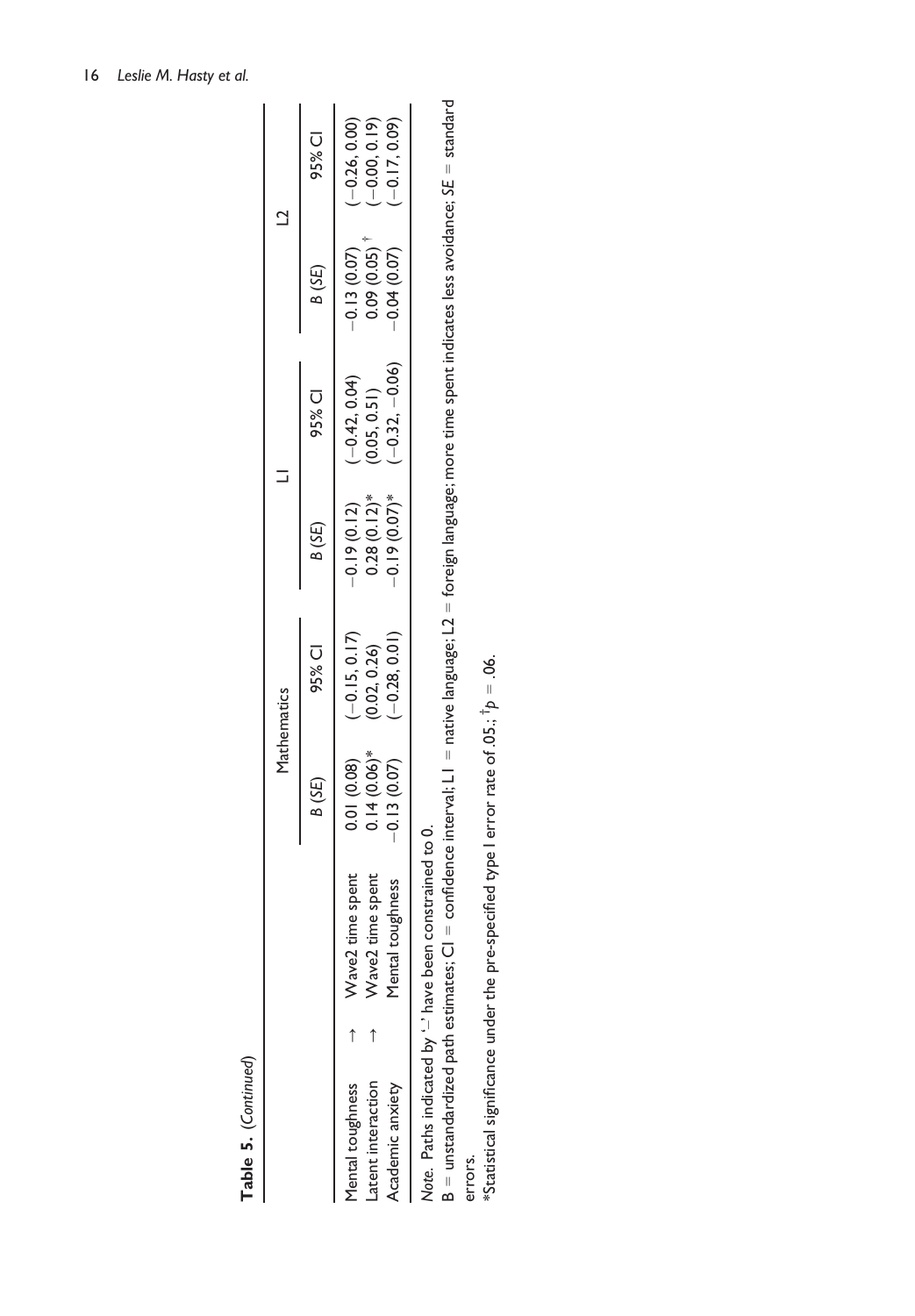**Table 5.** (*Continued*)

| | | | Mathematics | | L1 | | L2 | |
|---|---|---|---|---|---|---|---|---|
| | | | *B* (*SE*) | 95% CI | *B* (*SE*) | 95% CI | *B* (*SE*) | 95% CI |
| Mental toughness | → | Wave2 time spent | 0.01 (0.08) | (−0.15, 0.17) | −0.19 (0.12) | (−0.42, 0.04) | −0.13 (0.07) | (−0.26, 0.00) |
| Latent interaction | → | Wave2 time spent | 0.14 (0.06)* | (0.02, 0.26) | 0.28 (0.12)* | (0.05, 0.51) | 0.09 (0.05) † | (−0.00, 0.19) |
| Academic anxiety | | Mental toughness | −0.13 (0.07) | (−0.28, 0.01) | −0.19 (0.07)* | (−0.32, −0.06) | −0.04 (0.07) | (−0.17, 0.09) |

*Note.* Paths indicated by '–' have been constrained to 0.

B = unstandardized path estimates; CI = confidence interval; L1 = native language; L2 = foreign language; more time spent indicates less avoidance; *SE* = standard errors.

*Statistical significance under the pre-specified type I error rate of .05.; †$p = .06$.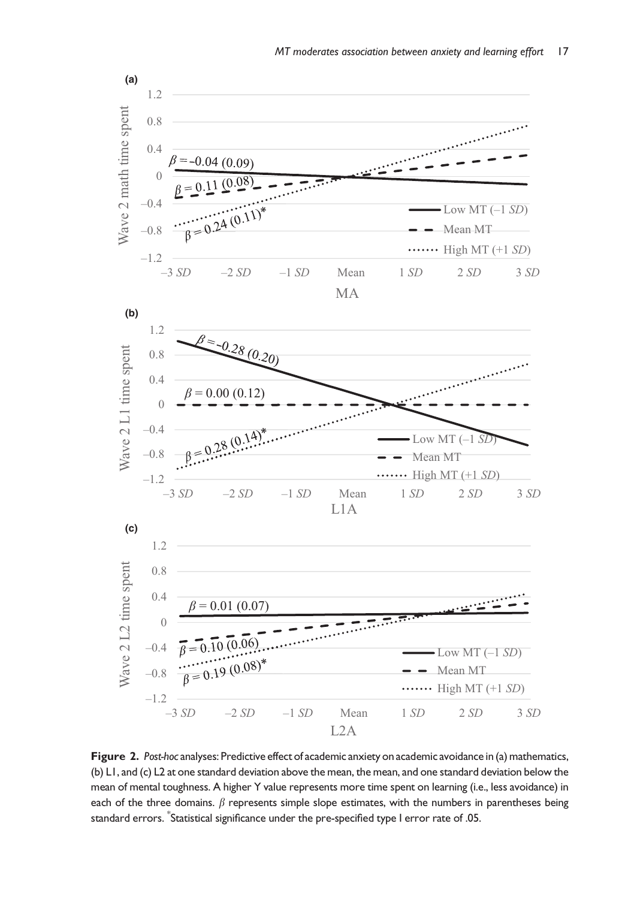**Figure 2.** *Post-hoc* analyses: Predictive effect of academic anxiety on academic avoidance in (a) mathematics, (b) L1, and (c) L2 at one standard deviation above the mean, the mean, and one standard deviation below the mean of mental toughness. A higher Y value represents more time spent on learning (i.e., less avoidance) in each of the three domains. $\beta$ represents simple slope estimates, with the numbers in parentheses being standard errors. [*]Statistical significance under the pre-specified type I error rate of .05.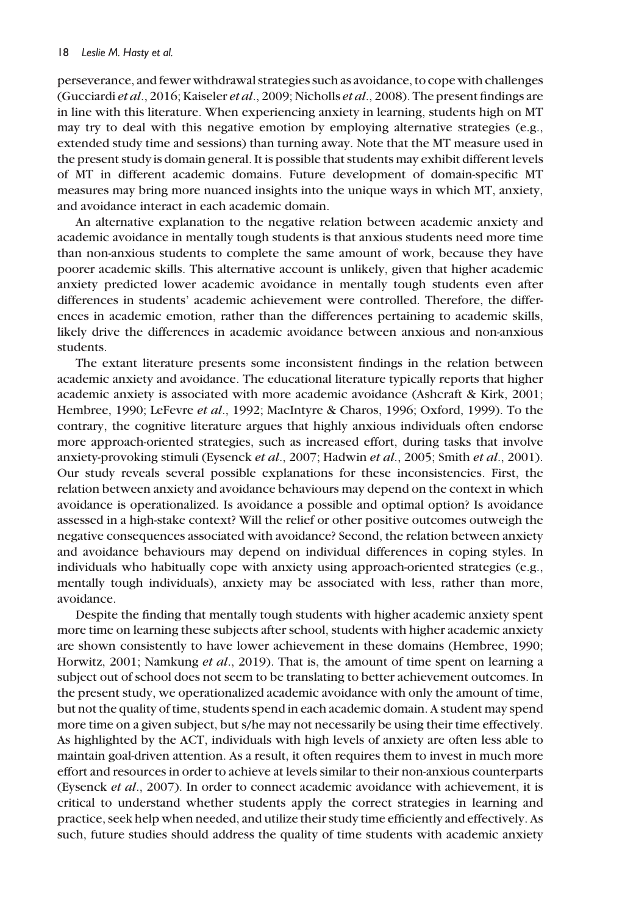perseverance, and fewer withdrawal strategies such as avoidance, to cope with challenges (Gucciardi *et al*., 2016; Kaiseler *et al*., 2009; Nicholls *et al*., 2008). The present findings are in line with this literature. When experiencing anxiety in learning, students high on MT may try to deal with this negative emotion by employing alternative strategies (e.g., extended study time and sessions) than turning away. Note that the MT measure used in the present study is domain general. It is possible that students may exhibit different levels of MT in different academic domains. Future development of domain-specific MT measures may bring more nuanced insights into the unique ways in which MT, anxiety, and avoidance interact in each academic domain.

An alternative explanation to the negative relation between academic anxiety and academic avoidance in mentally tough students is that anxious students need more time than non-anxious students to complete the same amount of work, because they have poorer academic skills. This alternative account is unlikely, given that higher academic anxiety predicted lower academic avoidance in mentally tough students even after differences in students' academic achievement were controlled. Therefore, the differences in academic emotion, rather than the differences pertaining to academic skills, likely drive the differences in academic avoidance between anxious and non-anxious students.

The extant literature presents some inconsistent findings in the relation between academic anxiety and avoidance. The educational literature typically reports that higher academic anxiety is associated with more academic avoidance (Ashcraft & Kirk, 2001; Hembree, 1990; LeFevre *et al*., 1992; MacIntyre & Charos, 1996; Oxford, 1999). To the contrary, the cognitive literature argues that highly anxious individuals often endorse more approach-oriented strategies, such as increased effort, during tasks that involve anxiety-provoking stimuli (Eysenck *et al*., 2007; Hadwin *et al*., 2005; Smith *et al*., 2001). Our study reveals several possible explanations for these inconsistencies. First, the relation between anxiety and avoidance behaviours may depend on the context in which avoidance is operationalized. Is avoidance a possible and optimal option? Is avoidance assessed in a high-stake context? Will the relief or other positive outcomes outweigh the negative consequences associated with avoidance? Second, the relation between anxiety and avoidance behaviours may depend on individual differences in coping styles. In individuals who habitually cope with anxiety using approach-oriented strategies (e.g., mentally tough individuals), anxiety may be associated with less, rather than more, avoidance.

Despite the finding that mentally tough students with higher academic anxiety spent more time on learning these subjects after school, students with higher academic anxiety are shown consistently to have lower achievement in these domains (Hembree, 1990; Horwitz, 2001; Namkung *et al*., 2019). That is, the amount of time spent on learning a subject out of school does not seem to be translating to better achievement outcomes. In the present study, we operationalized academic avoidance with only the amount of time, but not the quality of time, students spend in each academic domain. A student may spend more time on a given subject, but s/he may not necessarily be using their time effectively. As highlighted by the ACT, individuals with high levels of anxiety are often less able to maintain goal-driven attention. As a result, it often requires them to invest in much more effort and resources in order to achieve at levels similar to their non-anxious counterparts (Eysenck *et al*., 2007). In order to connect academic avoidance with achievement, it is critical to understand whether students apply the correct strategies in learning and practice, seek help when needed, and utilize their study time efficiently and effectively. As such, future studies should address the quality of time students with academic anxiety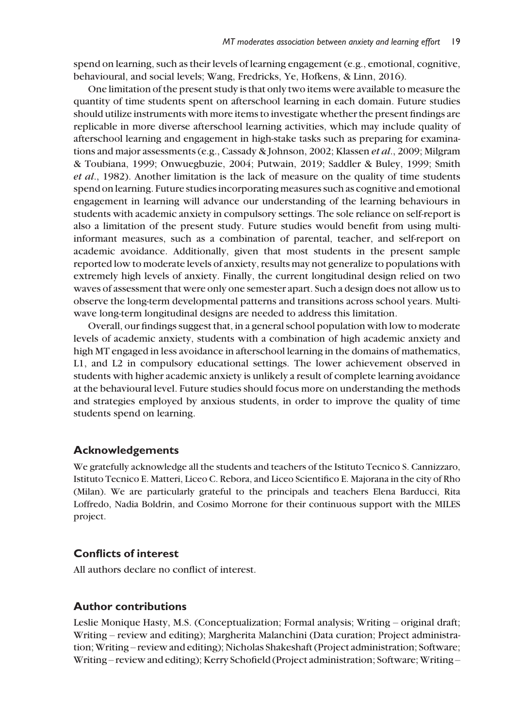spend on learning, such as their levels of learning engagement (e.g., emotional, cognitive, behavioural, and social levels; Wang, Fredricks, Ye, Hofkens, & Linn, 2016).

One limitation of the present study is that only two items were available to measure the quantity of time students spent on afterschool learning in each domain. Future studies should utilize instruments with more items to investigate whether the present findings are replicable in more diverse afterschool learning activities, which may include quality of afterschool learning and engagement in high-stake tasks such as preparing for examinations and major assessments (e.g., Cassady & Johnson, 2002; Klassen *et al*., 2009; Milgram & Toubiana, 1999; Onwuegbuzie, 2004; Putwain, 2019; Saddler & Buley, 1999; Smith *et al*., 1982). Another limitation is the lack of measure on the quality of time students spend on learning. Future studies incorporating measures such as cognitive and emotional engagement in learning will advance our understanding of the learning behaviours in students with academic anxiety in compulsory settings. The sole reliance on self-report is also a limitation of the present study. Future studies would benefit from using multi-informant measures, such as a combination of parental, teacher, and self-report on academic avoidance. Additionally, given that most students in the present sample reported low to moderate levels of anxiety, results may not generalize to populations with extremely high levels of anxiety. Finally, the current longitudinal design relied on two waves of assessment that were only one semester apart. Such a design does not allow us to observe the long-term developmental patterns and transitions across school years. Multi-wave long-term longitudinal designs are needed to address this limitation.

Overall, our findings suggest that, in a general school population with low to moderate levels of academic anxiety, students with a combination of high academic anxiety and high MT engaged in less avoidance in afterschool learning in the domains of mathematics, L1, and L2 in compulsory educational settings. The lower achievement observed in students with higher academic anxiety is unlikely a result of complete learning avoidance at the behavioural level. Future studies should focus more on understanding the methods and strategies employed by anxious students, in order to improve the quality of time students spend on learning.

## Acknowledgements

We gratefully acknowledge all the students and teachers of the Istituto Tecnico S. Cannizzaro, Istituto Tecnico E. Matteri, Liceo C. Rebora, and Liceo Scientifico E. Majorana in the city of Rho (Milan). We are particularly grateful to the principals and teachers Elena Barducci, Rita Loffredo, Nadia Boldrin, and Cosimo Morrone for their continuous support with the MILES project.

## Conflicts of interest

All authors declare no conflict of interest.

## Author contributions

Leslie Monique Hasty, M.S. (Conceptualization; Formal analysis; Writing – original draft; Writing – review and editing); Margherita Malanchini (Data curation; Project administration; Writing – review and editing); Nicholas Shakeshaft (Project administration; Software; Writing – review and editing); Kerry Schofield (Project administration; Software; Writing –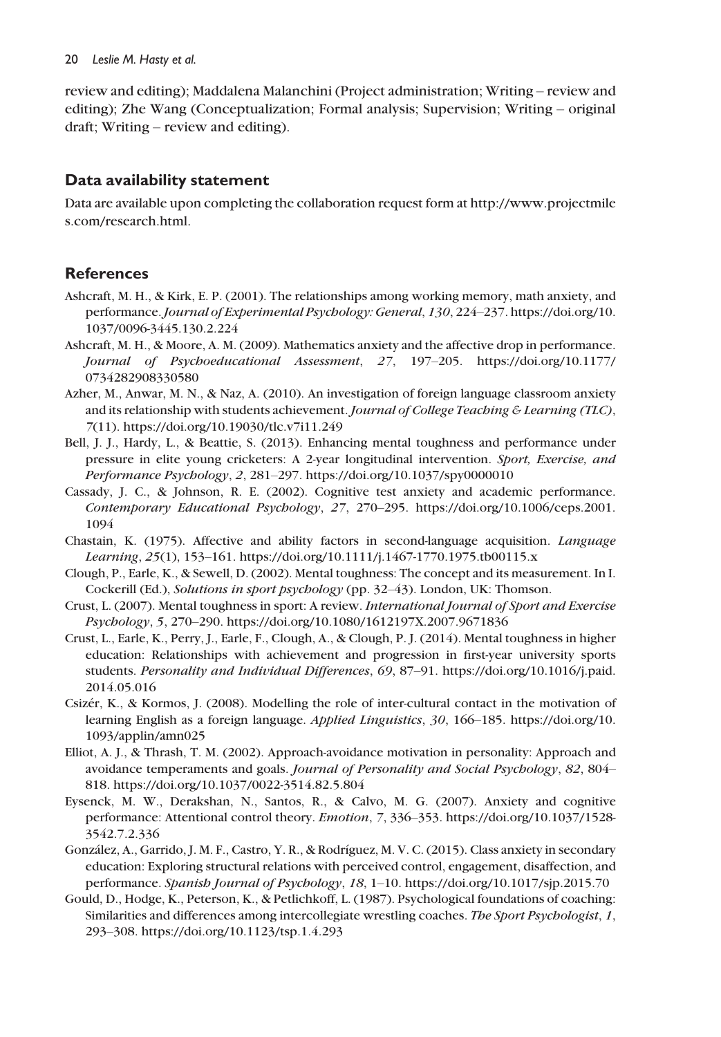review and editing); Maddalena Malanchini (Project administration; Writing – review and editing); Zhe Wang (Conceptualization; Formal analysis; Supervision; Writing – original draft; Writing – review and editing).

## Data availability statement

Data are available upon completing the collaboration request form at http://www.projectmiles.com/research.html.

## References

Ashcraft, M. H., & Kirk, E. P. (2001). The relationships among working memory, math anxiety, and performance. *Journal of Experimental Psychology: General*, *130*, 224–237. https://doi.org/10.1037/0096-3445.130.2.224

Ashcraft, M. H., & Moore, A. M. (2009). Mathematics anxiety and the affective drop in performance. *Journal of Psychoeducational Assessment*, *27*, 197–205. https://doi.org/10.1177/0734282908330580

Azher, M., Anwar, M. N., & Naz, A. (2010). An investigation of foreign language classroom anxiety and its relationship with students achievement. *Journal of College Teaching & Learning (TLC)*, *7*(11). https://doi.org/10.19030/tlc.v7i11.249

Bell, J. J., Hardy, L., & Beattie, S. (2013). Enhancing mental toughness and performance under pressure in elite young cricketers: A 2-year longitudinal intervention. *Sport, Exercise, and Performance Psychology*, *2*, 281–297. https://doi.org/10.1037/spy0000010

Cassady, J. C., & Johnson, R. E. (2002). Cognitive test anxiety and academic performance. *Contemporary Educational Psychology*, *27*, 270–295. https://doi.org/10.1006/ceps.2001.1094

Chastain, K. (1975). Affective and ability factors in second-language acquisition. *Language Learning*, *25*(1), 153–161. https://doi.org/10.1111/j.1467-1770.1975.tb00115.x

Clough, P., Earle, K., & Sewell, D. (2002). Mental toughness: The concept and its measurement. In I. Cockerill (Ed.), *Solutions in sport psychology* (pp. 32–43). London, UK: Thomson.

Crust, L. (2007). Mental toughness in sport: A review. *International Journal of Sport and Exercise Psychology*, *5*, 270–290. https://doi.org/10.1080/1612197X.2007.9671836

Crust, L., Earle, K., Perry, J., Earle, F., Clough, A., & Clough, P. J. (2014). Mental toughness in higher education: Relationships with achievement and progression in first-year university sports students. *Personality and Individual Differences*, *69*, 87–91. https://doi.org/10.1016/j.paid.2014.05.016

Csizér, K., & Kormos, J. (2008). Modelling the role of inter-cultural contact in the motivation of learning English as a foreign language. *Applied Linguistics*, *30*, 166–185. https://doi.org/10.1093/applin/amn025

Elliot, A. J., & Thrash, T. M. (2002). Approach-avoidance motivation in personality: Approach and avoidance temperaments and goals. *Journal of Personality and Social Psychology*, *82*, 804–818. https://doi.org/10.1037/0022-3514.82.5.804

Eysenck, M. W., Derakshan, N., Santos, R., & Calvo, M. G. (2007). Anxiety and cognitive performance: Attentional control theory. *Emotion*, *7*, 336–353. https://doi.org/10.1037/1528-3542.7.2.336

González, A., Garrido, J. M. F., Castro, Y. R., & Rodríguez, M. V. C. (2015). Class anxiety in secondary education: Exploring structural relations with perceived control, engagement, disaffection, and performance. *Spanish Journal of Psychology*, *18*, 1–10. https://doi.org/10.1017/sjp.2015.70

Gould, D., Hodge, K., Peterson, K., & Petlichkoff, L. (1987). Psychological foundations of coaching: Similarities and differences among intercollegiate wrestling coaches. *The Sport Psychologist*, *1*, 293–308. https://doi.org/10.1123/tsp.1.4.293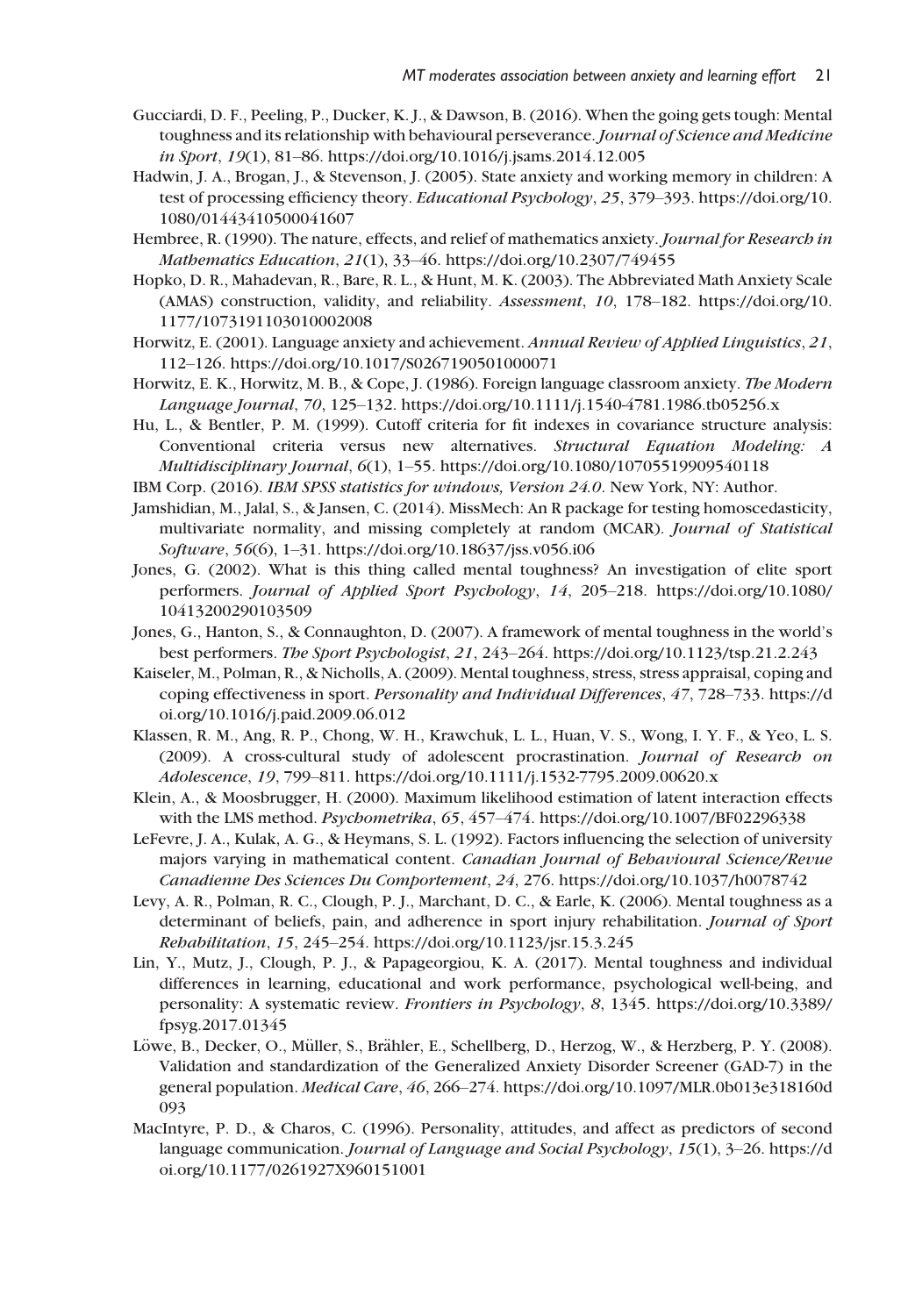Gucciardi, D. F., Peeling, P., Ducker, K. J., & Dawson, B. (2016). When the going gets tough: Mental toughness and its relationship with behavioural perseverance. *Journal of Science and Medicine in Sport*, *19*(1), 81–86. https://doi.org/10.1016/j.jsams.2014.12.005

Hadwin, J. A., Brogan, J., & Stevenson, J. (2005). State anxiety and working memory in children: A test of processing efficiency theory. *Educational Psychology*, *25*, 379–393. https://doi.org/10.1080/01443410500041607

Hembree, R. (1990). The nature, effects, and relief of mathematics anxiety. *Journal for Research in Mathematics Education*, *21*(1), 33–46. https://doi.org/10.2307/749455

Hopko, D. R., Mahadevan, R., Bare, R. L., & Hunt, M. K. (2003). The Abbreviated Math Anxiety Scale (AMAS) construction, validity, and reliability. *Assessment*, *10*, 178–182. https://doi.org/10.1177/1073191103010002008

Horwitz, E. (2001). Language anxiety and achievement. *Annual Review of Applied Linguistics*, *21*, 112–126. https://doi.org/10.1017/S0267190501000071

Horwitz, E. K., Horwitz, M. B., & Cope, J. (1986). Foreign language classroom anxiety. *The Modern Language Journal*, *70*, 125–132. https://doi.org/10.1111/j.1540-4781.1986.tb05256.x

Hu, L., & Bentler, P. M. (1999). Cutoff criteria for fit indexes in covariance structure analysis: Conventional criteria versus new alternatives. *Structural Equation Modeling: A Multidisciplinary Journal*, *6*(1), 1–55. https://doi.org/10.1080/10705519909540118

IBM Corp. (2016). *IBM SPSS statistics for windows, Version 24.0*. New York, NY: Author.

Jamshidian, M., Jalal, S., & Jansen, C. (2014). MissMech: An R package for testing homoscedasticity, multivariate normality, and missing completely at random (MCAR). *Journal of Statistical Software*, *56*(6), 1–31. https://doi.org/10.18637/jss.v056.i06

Jones, G. (2002). What is this thing called mental toughness? An investigation of elite sport performers. *Journal of Applied Sport Psychology*, *14*, 205–218. https://doi.org/10.1080/10413200290103509

Jones, G., Hanton, S., & Connaughton, D. (2007). A framework of mental toughness in the world's best performers. *The Sport Psychologist*, *21*, 243–264. https://doi.org/10.1123/tsp.21.2.243

Kaiseler, M., Polman, R., & Nicholls, A. (2009). Mental toughness, stress, stress appraisal, coping and coping effectiveness in sport. *Personality and Individual Differences*, *47*, 728–733. https://doi.org/10.1016/j.paid.2009.06.012

Klassen, R. M., Ang, R. P., Chong, W. H., Krawchuk, L. L., Huan, V. S., Wong, I. Y. F., & Yeo, L. S. (2009). A cross-cultural study of adolescent procrastination. *Journal of Research on Adolescence*, *19*, 799–811. https://doi.org/10.1111/j.1532-7795.2009.00620.x

Klein, A., & Moosbrugger, H. (2000). Maximum likelihood estimation of latent interaction effects with the LMS method. *Psychometrika*, *65*, 457–474. https://doi.org/10.1007/BF02296338

LeFevre, J. A., Kulak, A. G., & Heymans, S. L. (1992). Factors influencing the selection of university majors varying in mathematical content. *Canadian Journal of Behavioural Science/Revue Canadienne Des Sciences Du Comportement*, *24*, 276. https://doi.org/10.1037/h0078742

Levy, A. R., Polman, R. C., Clough, P. J., Marchant, D. C., & Earle, K. (2006). Mental toughness as a determinant of beliefs, pain, and adherence in sport injury rehabilitation. *Journal of Sport Rehabilitation*, *15*, 245–254. https://doi.org/10.1123/jsr.15.3.245

Lin, Y., Mutz, J., Clough, P. J., & Papageorgiou, K. A. (2017). Mental toughness and individual differences in learning, educational and work performance, psychological well-being, and personality: A systematic review. *Frontiers in Psychology*, *8*, 1345. https://doi.org/10.3389/fpsyg.2017.01345

Löwe, B., Decker, O., Müller, S., Brähler, E., Schellberg, D., Herzog, W., & Herzberg, P. Y. (2008). Validation and standardization of the Generalized Anxiety Disorder Screener (GAD-7) in the general population. *Medical Care*, *46*, 266–274. https://doi.org/10.1097/MLR.0b013e318160d093

MacIntyre, P. D., & Charos, C. (1996). Personality, attitudes, and affect as predictors of second language communication. *Journal of Language and Social Psychology*, *15*(1), 3–26. https://doi.org/10.1177/0261927X960151001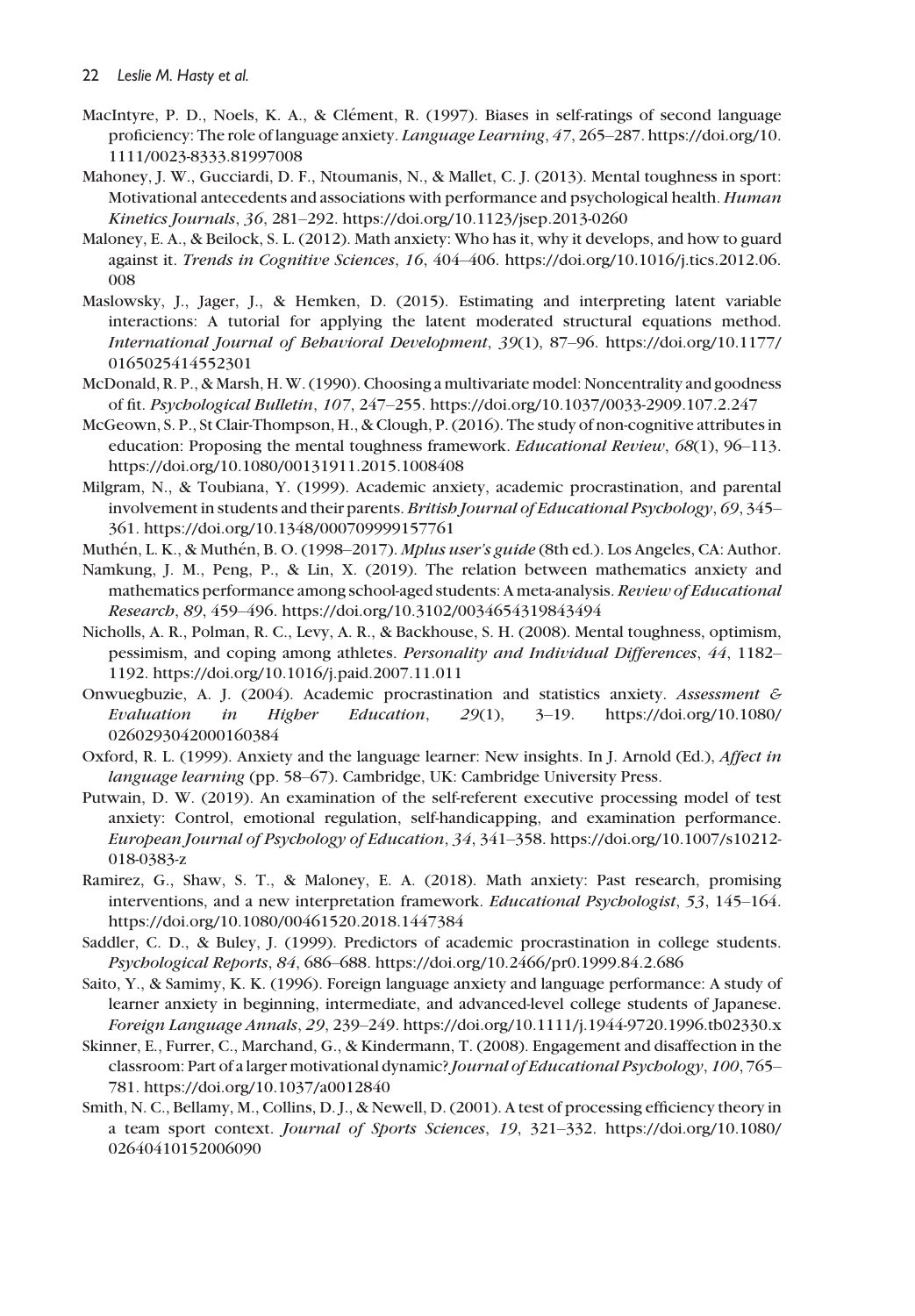MacIntyre, P. D., Noels, K. A., & Clément, R. (1997). Biases in self-ratings of second language proficiency: The role of language anxiety. *Language Learning*, *47*, 265–287. https://doi.org/10.1111/0023-8333.81997008

Mahoney, J. W., Gucciardi, D. F., Ntoumanis, N., & Mallet, C. J. (2013). Mental toughness in sport: Motivational antecedents and associations with performance and psychological health. *Human Kinetics Journals*, *36*, 281–292. https://doi.org/10.1123/jsep.2013-0260

Maloney, E. A., & Beilock, S. L. (2012). Math anxiety: Who has it, why it develops, and how to guard against it. *Trends in Cognitive Sciences*, *16*, 404–406. https://doi.org/10.1016/j.tics.2012.06.008

Maslowsky, J., Jager, J., & Hemken, D. (2015). Estimating and interpreting latent variable interactions: A tutorial for applying the latent moderated structural equations method. *International Journal of Behavioral Development*, *39*(1), 87–96. https://doi.org/10.1177/0165025414552301

McDonald, R. P., & Marsh, H. W. (1990). Choosing a multivariate model: Noncentrality and goodness of fit. *Psychological Bulletin*, *107*, 247–255. https://doi.org/10.1037/0033-2909.107.2.247

McGeown, S. P., St Clair-Thompson, H., & Clough, P. (2016). The study of non-cognitive attributes in education: Proposing the mental toughness framework. *Educational Review*, *68*(1), 96–113. https://doi.org/10.1080/00131911.2015.1008408

Milgram, N., & Toubiana, Y. (1999). Academic anxiety, academic procrastination, and parental involvement in students and their parents. *British Journal of Educational Psychology*, *69*, 345–361. https://doi.org/10.1348/000709999157761

Muthén, L. K., & Muthén, B. O. (1998–2017). *Mplus user's guide* (8th ed.). Los Angeles, CA: Author.

Namkung, J. M., Peng, P., & Lin, X. (2019). The relation between mathematics anxiety and mathematics performance among school-aged students: A meta-analysis. *Review of Educational Research*, *89*, 459–496. https://doi.org/10.3102/0034654319843494

Nicholls, A. R., Polman, R. C., Levy, A. R., & Backhouse, S. H. (2008). Mental toughness, optimism, pessimism, and coping among athletes. *Personality and Individual Differences*, *44*, 1182–1192. https://doi.org/10.1016/j.paid.2007.11.011

Onwuegbuzie, A. J. (2004). Academic procrastination and statistics anxiety. *Assessment & Evaluation in Higher Education*, *29*(1), 3–19. https://doi.org/10.1080/0260293042000160384

Oxford, R. L. (1999). Anxiety and the language learner: New insights. In J. Arnold (Ed.), *Affect in language learning* (pp. 58–67). Cambridge, UK: Cambridge University Press.

Putwain, D. W. (2019). An examination of the self-referent executive processing model of test anxiety: Control, emotional regulation, self-handicapping, and examination performance. *European Journal of Psychology of Education*, *34*, 341–358. https://doi.org/10.1007/s10212-018-0383-z

Ramirez, G., Shaw, S. T., & Maloney, E. A. (2018). Math anxiety: Past research, promising interventions, and a new interpretation framework. *Educational Psychologist*, *53*, 145–164. https://doi.org/10.1080/00461520.2018.1447384

Saddler, C. D., & Buley, J. (1999). Predictors of academic procrastination in college students. *Psychological Reports*, *84*, 686–688. https://doi.org/10.2466/pr0.1999.84.2.686

Saito, Y., & Samimy, K. K. (1996). Foreign language anxiety and language performance: A study of learner anxiety in beginning, intermediate, and advanced-level college students of Japanese. *Foreign Language Annals*, *29*, 239–249. https://doi.org/10.1111/j.1944-9720.1996.tb02330.x

Skinner, E., Furrer, C., Marchand, G., & Kindermann, T. (2008). Engagement and disaffection in the classroom: Part of a larger motivational dynamic? *Journal of Educational Psychology*, *100*, 765–781. https://doi.org/10.1037/a0012840

Smith, N. C., Bellamy, M., Collins, D. J., & Newell, D. (2001). A test of processing efficiency theory in a team sport context. *Journal of Sports Sciences*, *19*, 321–332. https://doi.org/10.1080/02640410152006090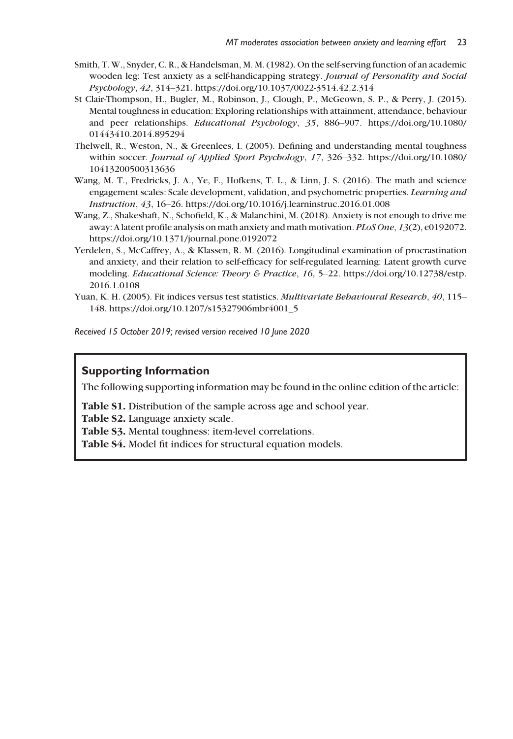Smith, T. W., Snyder, C. R., & Handelsman, M. M. (1982). On the self-serving function of an academic wooden leg: Test anxiety as a self-handicapping strategy. *Journal of Personality and Social Psychology*, *42*, 314–321. https://doi.org/10.1037/0022-3514.42.2.314

St Clair-Thompson, H., Bugler, M., Robinson, J., Clough, P., McGeown, S. P., & Perry, J. (2015). Mental toughness in education: Exploring relationships with attainment, attendance, behaviour and peer relationships. *Educational Psychology*, *35*, 886–907. https://doi.org/10.1080/01443410.2014.895294

Thelwell, R., Weston, N., & Greenlees, I. (2005). Defining and understanding mental toughness within soccer. *Journal of Applied Sport Psychology*, *17*, 326–332. https://doi.org/10.1080/10413200500313636

Wang, M. T., Fredricks, J. A., Ye, F., Hofkens, T. L., & Linn, J. S. (2016). The math and science engagement scales: Scale development, validation, and psychometric properties. *Learning and Instruction*, *43*, 16–26. https://doi.org/10.1016/j.learninstruc.2016.01.008

Wang, Z., Shakeshaft, N., Schofield, K., & Malanchini, M. (2018). Anxiety is not enough to drive me away: A latent profile analysis on math anxiety and math motivation. *PLoS One*, *13*(2), e0192072. https://doi.org/10.1371/journal.pone.0192072

Yerdelen, S., McCaffrey, A., & Klassen, R. M. (2016). Longitudinal examination of procrastination and anxiety, and their relation to self-efficacy for self-regulated learning: Latent growth curve modeling. *Educational Science: Theory & Practice*, *16*, 5–22. https://doi.org/10.12738/estp.2016.1.0108

Yuan, K. H. (2005). Fit indices versus test statistics. *Multivariate Behavioural Research*, *40*, 115–148. https://doi.org/10.1207/s15327906mbr4001_5

*Received 15 October 2019; revised version received 10 June 2020*

## Supporting Information

The following supporting information may be found in the online edition of the article:

**Table S1.** Distribution of the sample across age and school year.

**Table S2.** Language anxiety scale.

**Table S3.** Mental toughness: item-level correlations.

**Table S4.** Model fit indices for structural equation models.